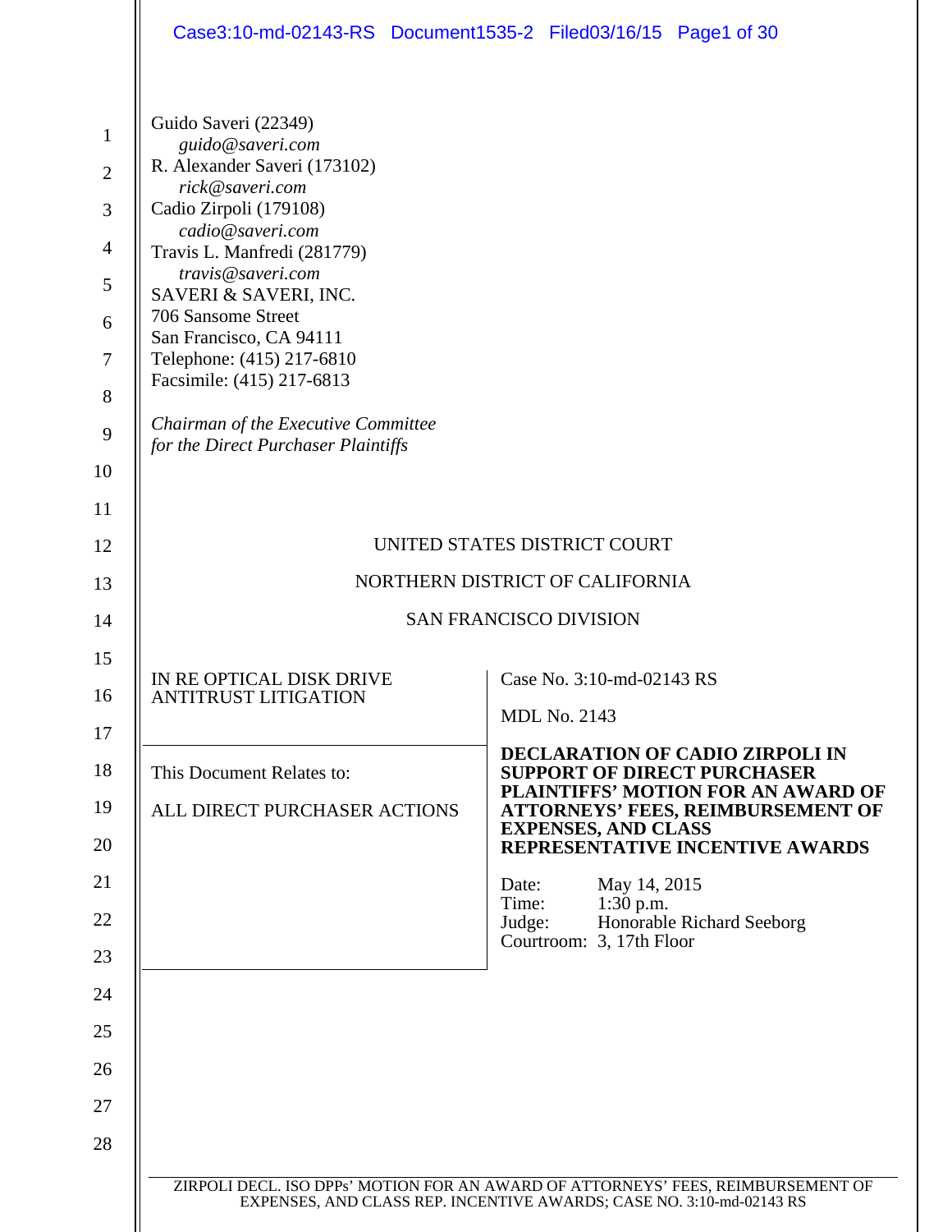Guido Saveri (22349)
*guido@saveri.com*
R. Alexander Saveri (173102)
*rick@saveri.com*
Cadio Zirpoli (179108)
*cadio@saveri.com*
Travis L. Manfredi (281779)
*travis@saveri.com*
SAVERI & SAVERI, INC.
706 Sansome Street
San Francisco, CA 94111
Telephone: (415) 217-6810
Facsimile: (415) 217-6813

*Chairman of the Executive Committee for the Direct Purchaser Plaintiffs*

UNITED STATES DISTRICT COURT

NORTHERN DISTRICT OF CALIFORNIA

SAN FRANCISCO DIVISION

IN RE OPTICAL DISK DRIVE ANTITRUST LITIGATION

This Document Relates to:

ALL DIRECT PURCHASER ACTIONS

Case No. 3:10-md-02143 RS

MDL No. 2143

**DECLARATION OF CADIO ZIRPOLI IN SUPPORT OF DIRECT PURCHASER PLAINTIFFS' MOTION FOR AN AWARD OF ATTORNEYS' FEES, REIMBURSEMENT OF EXPENSES, AND CLASS REPRESENTATIVE INCENTIVE AWARDS**

Date: May 14, 2015
Time: 1:30 p.m.
Judge: Honorable Richard Seeborg
Courtroom: 3, 17th Floor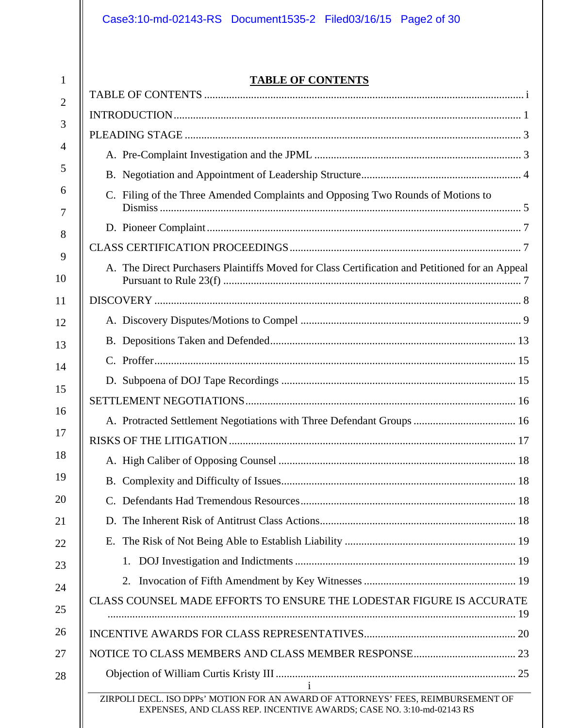# TABLE OF CONTENTS

TABLE OF CONTENTS ..... i

INTRODUCTION ..... 1

PLEADING STAGE ..... 3

- A. Pre-Complaint Investigation and the JPML ..... 3
- B. Negotiation and Appointment of Leadership Structure ..... 4
- C. Filing of the Three Amended Complaints and Opposing Two Rounds of Motions to Dismiss ..... 5
- D. Pioneer Complaint ..... 7

CLASS CERTIFICATION PROCEEDINGS ..... 7

- A. The Direct Purchasers Plaintiffs Moved for Class Certification and Petitioned for an Appeal Pursuant to Rule 23(f) ..... 7

DISCOVERY ..... 8

- A. Discovery Disputes/Motions to Compel ..... 9
- B. Depositions Taken and Defended ..... 13
- C. Proffer ..... 15
- D. Subpoena of DOJ Tape Recordings ..... 15

SETTLEMENT NEGOTIATIONS ..... 16

- A. Protracted Settlement Negotiations with Three Defendant Groups ..... 16

RISKS OF THE LITIGATION ..... 17

- A. High Caliber of Opposing Counsel ..... 18
- B. Complexity and Difficulty of Issues ..... 18
- C. Defendants Had Tremendous Resources ..... 18
- D. The Inherent Risk of Antitrust Class Actions ..... 18
- E. The Risk of Not Being Able to Establish Liability ..... 19
  1. DOJ Investigation and Indictments ..... 19
  2. Invocation of Fifth Amendment by Key Witnesses ..... 19

CLASS COUNSEL MADE EFFORTS TO ENSURE THE LODESTAR FIGURE IS ACCURATE ..... 19

INCENTIVE AWARDS FOR CLASS REPRESENTATIVES ..... 20

NOTICE TO CLASS MEMBERS AND CLASS MEMBER RESPONSE ..... 23

- Objection of William Curtis Kristy III ..... 25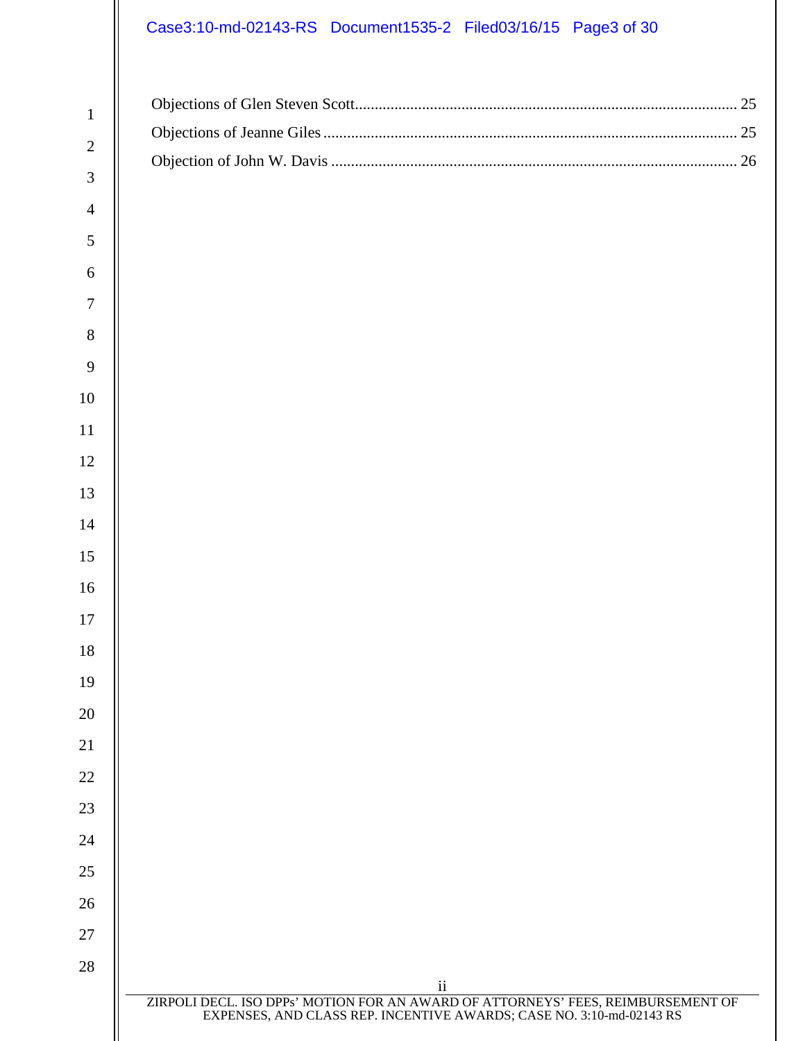Objections of Glen Steven Scott ........................................................................................................ 25

Objections of Jeanne Giles ................................................................................................................ 25

Objection of John W. Davis ............................................................................................................... 26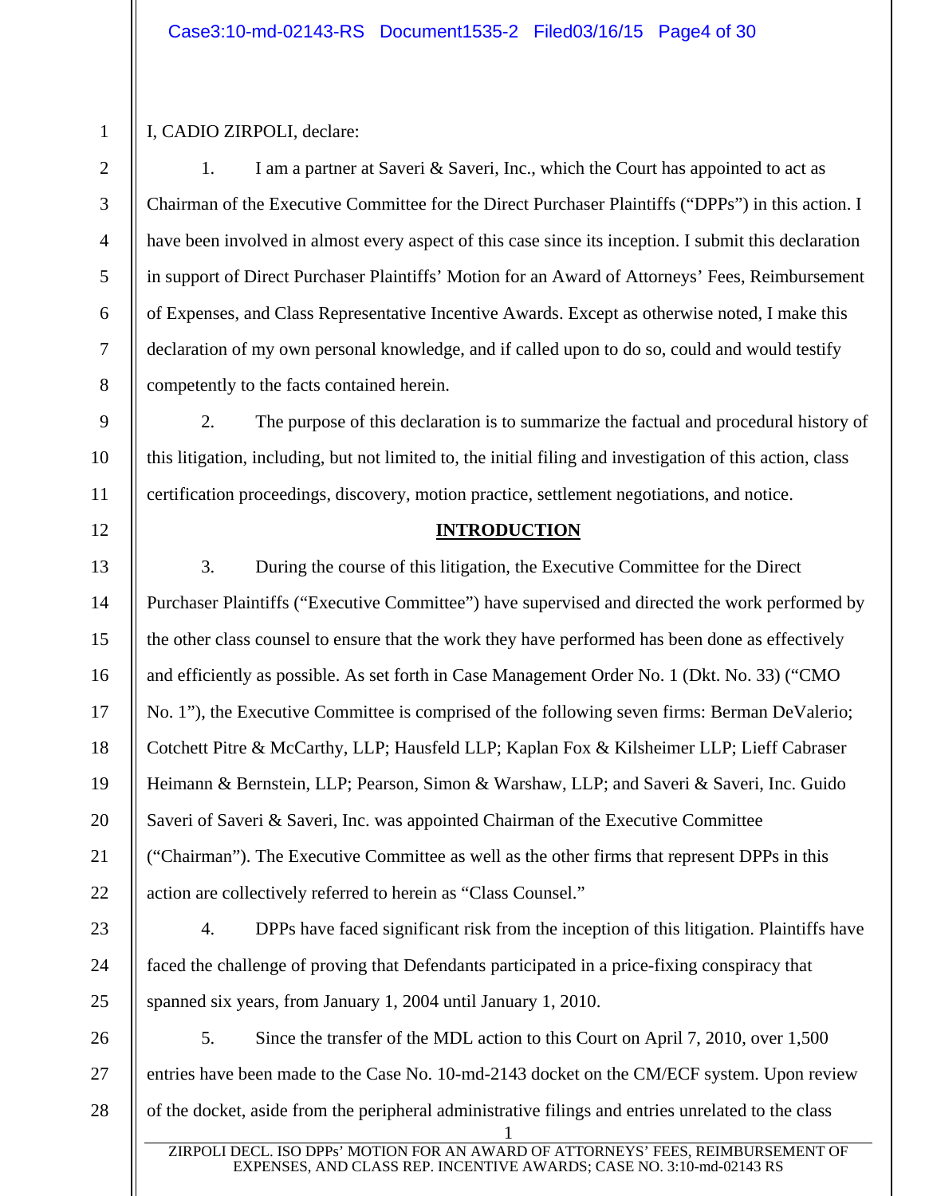I, CADIO ZIRPOLI, declare:

1. I am a partner at Saveri & Saveri, Inc., which the Court has appointed to act as Chairman of the Executive Committee for the Direct Purchaser Plaintiffs ("DPPs") in this action. I have been involved in almost every aspect of this case since its inception. I submit this declaration in support of Direct Purchaser Plaintiffs' Motion for an Award of Attorneys' Fees, Reimbursement of Expenses, and Class Representative Incentive Awards. Except as otherwise noted, I make this declaration of my own personal knowledge, and if called upon to do so, could and would testify competently to the facts contained herein.

2. The purpose of this declaration is to summarize the factual and procedural history of this litigation, including, but not limited to, the initial filing and investigation of this action, class certification proceedings, discovery, motion practice, settlement negotiations, and notice.

## INTRODUCTION

3. During the course of this litigation, the Executive Committee for the Direct Purchaser Plaintiffs ("Executive Committee") have supervised and directed the work performed by the other class counsel to ensure that the work they have performed has been done as effectively and efficiently as possible. As set forth in Case Management Order No. 1 (Dkt. No. 33) ("CMO No. 1"), the Executive Committee is comprised of the following seven firms: Berman DeValerio; Cotchett Pitre & McCarthy, LLP; Hausfeld LLP; Kaplan Fox & Kilsheimer LLP; Lieff Cabraser Heimann & Bernstein, LLP; Pearson, Simon & Warshaw, LLP; and Saveri & Saveri, Inc. Guido Saveri of Saveri & Saveri, Inc. was appointed Chairman of the Executive Committee ("Chairman"). The Executive Committee as well as the other firms that represent DPPs in this action are collectively referred to herein as "Class Counsel."

4. DPPs have faced significant risk from the inception of this litigation. Plaintiffs have faced the challenge of proving that Defendants participated in a price-fixing conspiracy that spanned six years, from January 1, 2004 until January 1, 2010.

5. Since the transfer of the MDL action to this Court on April 7, 2010, over 1,500 entries have been made to the Case No. 10-md-2143 docket on the CM/ECF system. Upon review of the docket, aside from the peripheral administrative filings and entries unrelated to the class

ZIRPOLI DECL. ISO DPPs' MOTION FOR AN AWARD OF ATTORNEYS' FEES, REIMBURSEMENT OF EXPENSES, AND CLASS REP. INCENTIVE AWARDS; CASE NO. 3:10-md-02143 RS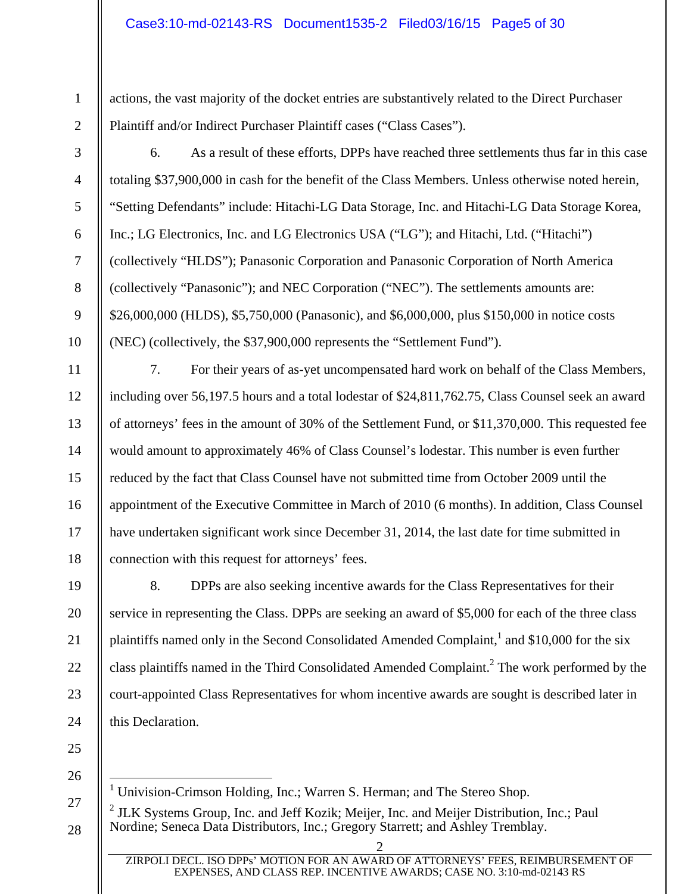actions, the vast majority of the docket entries are substantively related to the Direct Purchaser Plaintiff and/or Indirect Purchaser Plaintiff cases ("Class Cases").

6. As a result of these efforts, DPPs have reached three settlements thus far in this case totaling $37,900,000 in cash for the benefit of the Class Members. Unless otherwise noted herein, "Setting Defendants" include: Hitachi-LG Data Storage, Inc. and Hitachi-LG Data Storage Korea, Inc.; LG Electronics, Inc. and LG Electronics USA ("LG"); and Hitachi, Ltd. ("Hitachi") (collectively "HLDS"); Panasonic Corporation and Panasonic Corporation of North America (collectively "Panasonic"); and NEC Corporation ("NEC"). The settlements amounts are: $26,000,000 (HLDS), $5,750,000 (Panasonic), and $6,000,000, plus $150,000 in notice costs (NEC) (collectively, the $37,900,000 represents the "Settlement Fund").

7. For their years of as-yet uncompensated hard work on behalf of the Class Members, including over 56,197.5 hours and a total lodestar of $24,811,762.75, Class Counsel seek an award of attorneys' fees in the amount of 30% of the Settlement Fund, or $11,370,000. This requested fee would amount to approximately 46% of Class Counsel's lodestar. This number is even further reduced by the fact that Class Counsel have not submitted time from October 2009 until the appointment of the Executive Committee in March of 2010 (6 months). In addition, Class Counsel have undertaken significant work since December 31, 2014, the last date for time submitted in connection with this request for attorneys' fees.

8. DPPs are also seeking incentive awards for the Class Representatives for their service in representing the Class. DPPs are seeking an award of $5,000 for each of the three class plaintiffs named only in the Second Consolidated Amended Complaint,[1] and $10,000 for the six class plaintiffs named in the Third Consolidated Amended Complaint.[2] The work performed by the court-appointed Class Representatives for whom incentive awards are sought is described later in this Declaration.

---

[1] Univision-Crimson Holding, Inc.; Warren S. Herman; and The Stereo Shop.

[2] JLK Systems Group, Inc. and Jeff Kozik; Meijer, Inc. and Meijer Distribution, Inc.; Paul Nordine; Seneca Data Distributors, Inc.; Gregory Starrett; and Ashley Tremblay.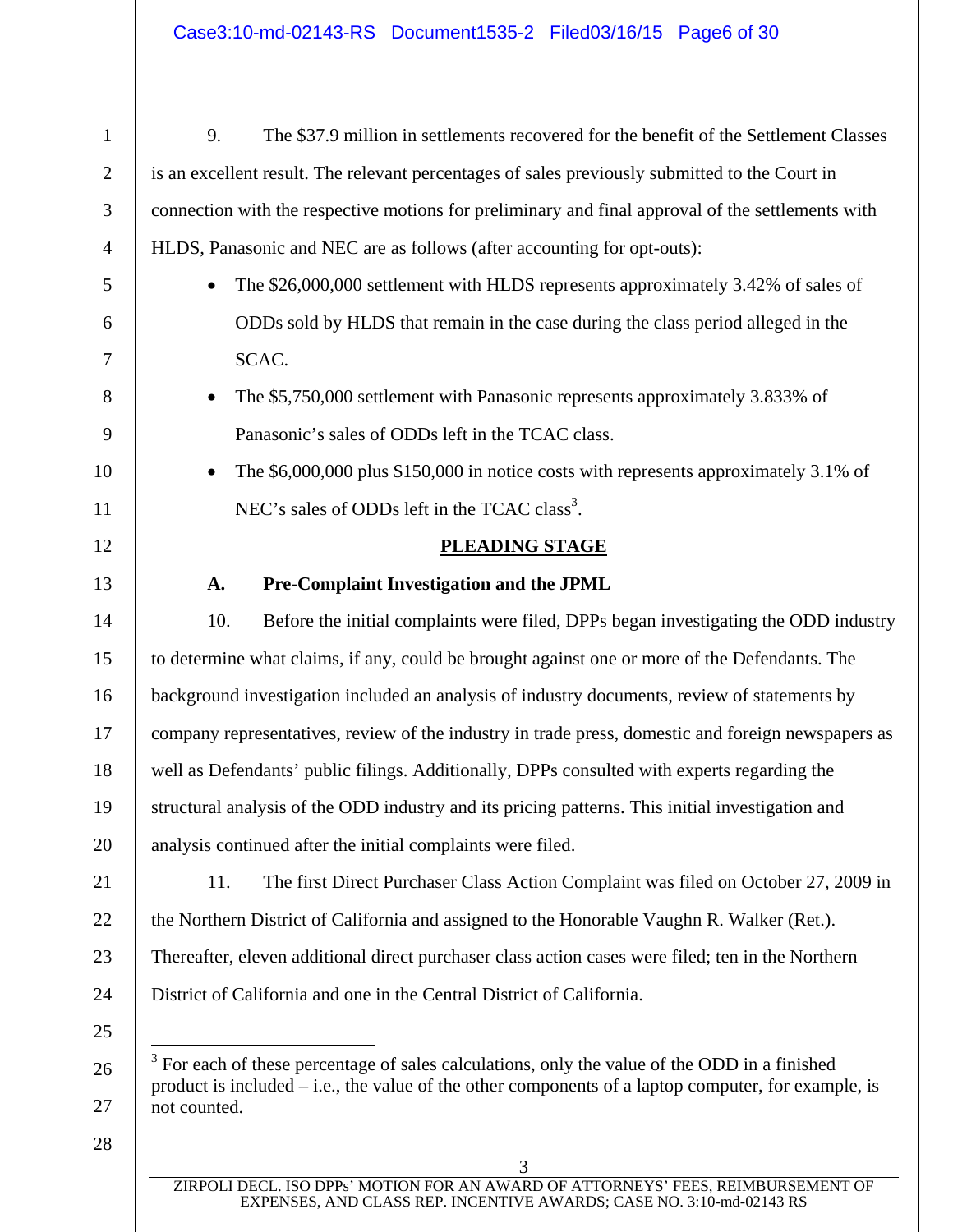9. The $37.9 million in settlements recovered for the benefit of the Settlement Classes is an excellent result. The relevant percentages of sales previously submitted to the Court in connection with the respective motions for preliminary and final approval of the settlements with HLDS, Panasonic and NEC are as follows (after accounting for opt-outs):

- The $26,000,000 settlement with HLDS represents approximately 3.42% of sales of ODDs sold by HLDS that remain in the case during the class period alleged in the SCAC.
- The $5,750,000 settlement with Panasonic represents approximately 3.833% of Panasonic's sales of ODDs left in the TCAC class.
- The $6,000,000 plus $150,000 in notice costs with represents approximately 3.1% of NEC's sales of ODDs left in the TCAC class[3].

**PLEADING STAGE**

**A. Pre-Complaint Investigation and the JPML**

10. Before the initial complaints were filed, DPPs began investigating the ODD industry to determine what claims, if any, could be brought against one or more of the Defendants. The background investigation included an analysis of industry documents, review of statements by company representatives, review of the industry in trade press, domestic and foreign newspapers as well as Defendants' public filings. Additionally, DPPs consulted with experts regarding the structural analysis of the ODD industry and its pricing patterns. This initial investigation and analysis continued after the initial complaints were filed.

11. The first Direct Purchaser Class Action Complaint was filed on October 27, 2009 in the Northern District of California and assigned to the Honorable Vaughn R. Walker (Ret.). Thereafter, eleven additional direct purchaser class action cases were filed; ten in the Northern District of California and one in the Central District of California.

---

[3] For each of these percentage of sales calculations, only the value of the ODD in a finished product is included – i.e., the value of the other components of a laptop computer, for example, is not counted.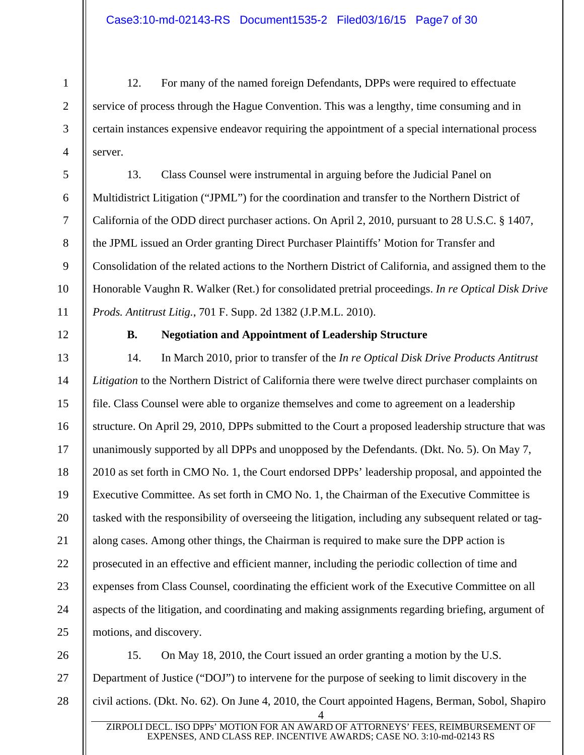12. For many of the named foreign Defendants, DPPs were required to effectuate service of process through the Hague Convention. This was a lengthy, time consuming and in certain instances expensive endeavor requiring the appointment of a special international process server.

13. Class Counsel were instrumental in arguing before the Judicial Panel on Multidistrict Litigation ("JPML") for the coordination and transfer to the Northern District of California of the ODD direct purchaser actions. On April 2, 2010, pursuant to 28 U.S.C. § 1407, the JPML issued an Order granting Direct Purchaser Plaintiffs' Motion for Transfer and Consolidation of the related actions to the Northern District of California, and assigned them to the Honorable Vaughn R. Walker (Ret.) for consolidated pretrial proceedings. *In re Optical Disk Drive Prods. Antitrust Litig.*, 701 F. Supp. 2d 1382 (J.P.M.L. 2010).

### B. Negotiation and Appointment of Leadership Structure

14. In March 2010, prior to transfer of the *In re Optical Disk Drive Products Antitrust Litigation* to the Northern District of California there were twelve direct purchaser complaints on file. Class Counsel were able to organize themselves and come to agreement on a leadership structure. On April 29, 2010, DPPs submitted to the Court a proposed leadership structure that was unanimously supported by all DPPs and unopposed by the Defendants. (Dkt. No. 5). On May 7, 2010 as set forth in CMO No. 1, the Court endorsed DPPs' leadership proposal, and appointed the Executive Committee. As set forth in CMO No. 1, the Chairman of the Executive Committee is tasked with the responsibility of overseeing the litigation, including any subsequent related or tag-along cases. Among other things, the Chairman is required to make sure the DPP action is prosecuted in an effective and efficient manner, including the periodic collection of time and expenses from Class Counsel, coordinating the efficient work of the Executive Committee on all aspects of the litigation, and coordinating and making assignments regarding briefing, argument of motions, and discovery.

15. On May 18, 2010, the Court issued an order granting a motion by the U.S. Department of Justice ("DOJ") to intervene for the purpose of seeking to limit discovery in the civil actions. (Dkt. No. 62). On June 4, 2010, the Court appointed Hagens, Berman, Sobol, Shapiro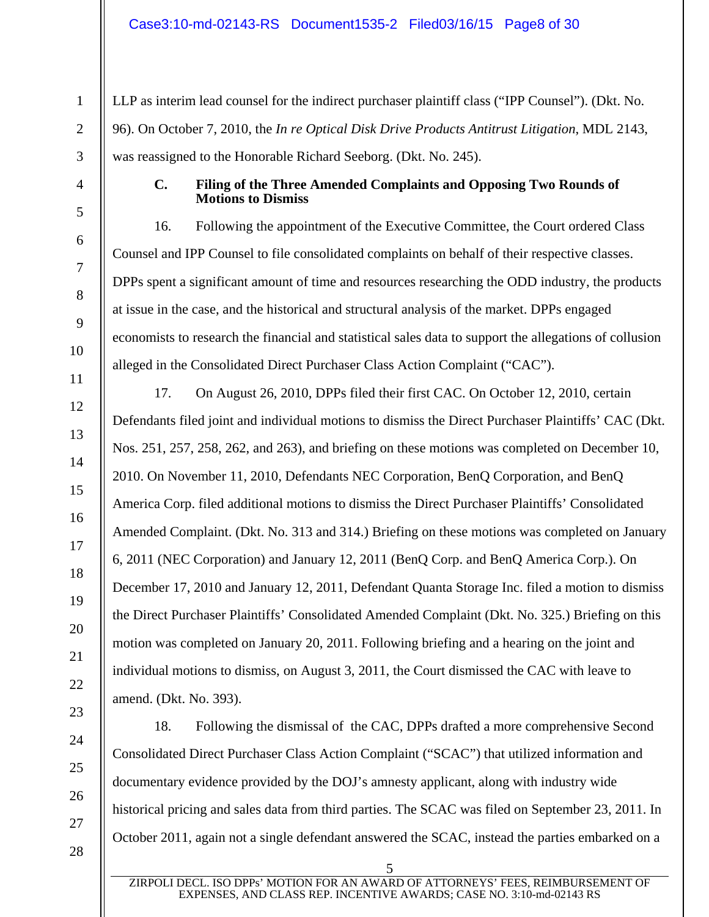LLP as interim lead counsel for the indirect purchaser plaintiff class ("IPP Counsel"). (Dkt. No. 96). On October 7, 2010, the *In re Optical Disk Drive Products Antitrust Litigation*, MDL 2143, was reassigned to the Honorable Richard Seeborg. (Dkt. No. 245).

### C. Filing of the Three Amended Complaints and Opposing Two Rounds of Motions to Dismiss

16. Following the appointment of the Executive Committee, the Court ordered Class Counsel and IPP Counsel to file consolidated complaints on behalf of their respective classes. DPPs spent a significant amount of time and resources researching the ODD industry, the products at issue in the case, and the historical and structural analysis of the market. DPPs engaged economists to research the financial and statistical sales data to support the allegations of collusion alleged in the Consolidated Direct Purchaser Class Action Complaint ("CAC").

17. On August 26, 2010, DPPs filed their first CAC. On October 12, 2010, certain Defendants filed joint and individual motions to dismiss the Direct Purchaser Plaintiffs' CAC (Dkt. Nos. 251, 257, 258, 262, and 263), and briefing on these motions was completed on December 10, 2010. On November 11, 2010, Defendants NEC Corporation, BenQ Corporation, and BenQ America Corp. filed additional motions to dismiss the Direct Purchaser Plaintiffs' Consolidated Amended Complaint. (Dkt. No. 313 and 314.) Briefing on these motions was completed on January 6, 2011 (NEC Corporation) and January 12, 2011 (BenQ Corp. and BenQ America Corp.). On December 17, 2010 and January 12, 2011, Defendant Quanta Storage Inc. filed a motion to dismiss the Direct Purchaser Plaintiffs' Consolidated Amended Complaint (Dkt. No. 325.) Briefing on this motion was completed on January 20, 2011. Following briefing and a hearing on the joint and individual motions to dismiss, on August 3, 2011, the Court dismissed the CAC with leave to amend. (Dkt. No. 393).

18. Following the dismissal of the CAC, DPPs drafted a more comprehensive Second Consolidated Direct Purchaser Class Action Complaint ("SCAC") that utilized information and documentary evidence provided by the DOJ's amnesty applicant, along with industry wide historical pricing and sales data from third parties. The SCAC was filed on September 23, 2011. In October 2011, again not a single defendant answered the SCAC, instead the parties embarked on a

ZIRPOLI DECL. ISO DPPs' MOTION FOR AN AWARD OF ATTORNEYS' FEES, REIMBURSEMENT OF EXPENSES, AND CLASS REP. INCENTIVE AWARDS; CASE NO. 3:10-md-02143 RS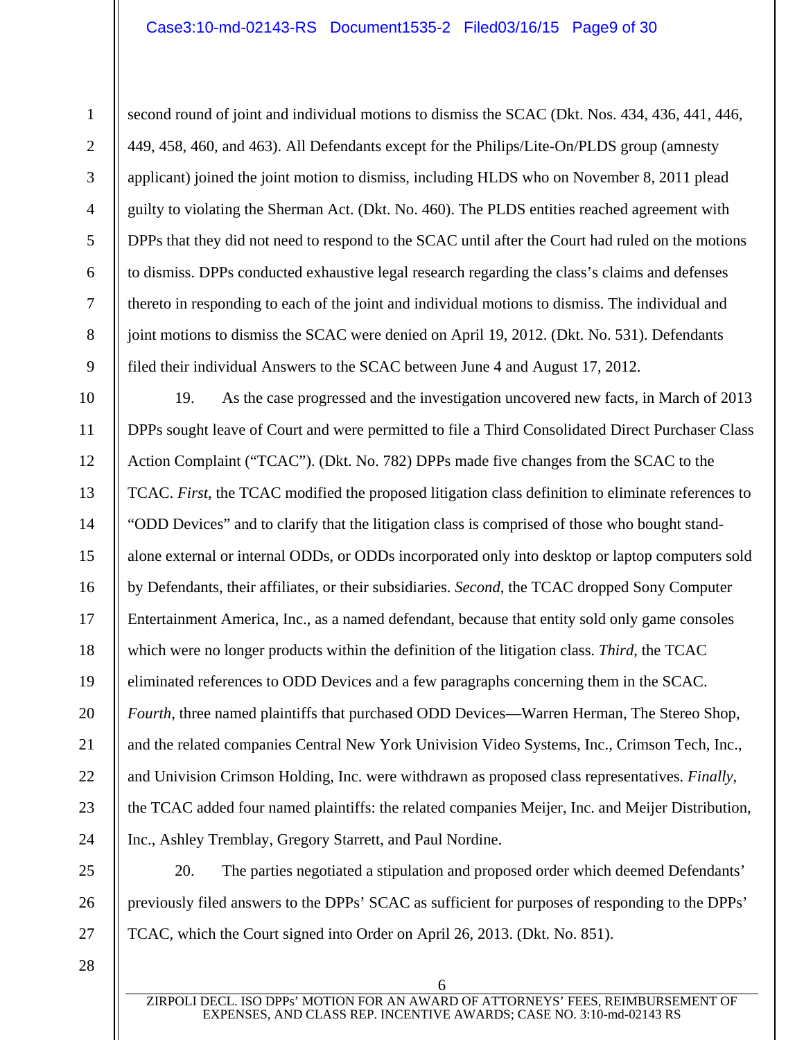second round of joint and individual motions to dismiss the SCAC (Dkt. Nos. 434, 436, 441, 446, 449, 458, 460, and 463). All Defendants except for the Philips/Lite-On/PLDS group (amnesty applicant) joined the joint motion to dismiss, including HLDS who on November 8, 2011 plead guilty to violating the Sherman Act. (Dkt. No. 460). The PLDS entities reached agreement with DPPs that they did not need to respond to the SCAC until after the Court had ruled on the motions to dismiss. DPPs conducted exhaustive legal research regarding the class's claims and defenses thereto in responding to each of the joint and individual motions to dismiss. The individual and joint motions to dismiss the SCAC were denied on April 19, 2012. (Dkt. No. 531). Defendants filed their individual Answers to the SCAC between June 4 and August 17, 2012.

19. As the case progressed and the investigation uncovered new facts, in March of 2013 DPPs sought leave of Court and were permitted to file a Third Consolidated Direct Purchaser Class Action Complaint ("TCAC"). (Dkt. No. 782) DPPs made five changes from the SCAC to the TCAC. *First*, the TCAC modified the proposed litigation class definition to eliminate references to "ODD Devices" and to clarify that the litigation class is comprised of those who bought stand-alone external or internal ODDs, or ODDs incorporated only into desktop or laptop computers sold by Defendants, their affiliates, or their subsidiaries. *Second*, the TCAC dropped Sony Computer Entertainment America, Inc., as a named defendant, because that entity sold only game consoles which were no longer products within the definition of the litigation class. *Third*, the TCAC eliminated references to ODD Devices and a few paragraphs concerning them in the SCAC. *Fourth*, three named plaintiffs that purchased ODD Devices—Warren Herman, The Stereo Shop, and the related companies Central New York Univision Video Systems, Inc., Crimson Tech, Inc., and Univision Crimson Holding, Inc. were withdrawn as proposed class representatives. *Finally*, the TCAC added four named plaintiffs: the related companies Meijer, Inc. and Meijer Distribution, Inc., Ashley Tremblay, Gregory Starrett, and Paul Nordine.

20. The parties negotiated a stipulation and proposed order which deemed Defendants' previously filed answers to the DPPs' SCAC as sufficient for purposes of responding to the DPPs' TCAC, which the Court signed into Order on April 26, 2013. (Dkt. No. 851).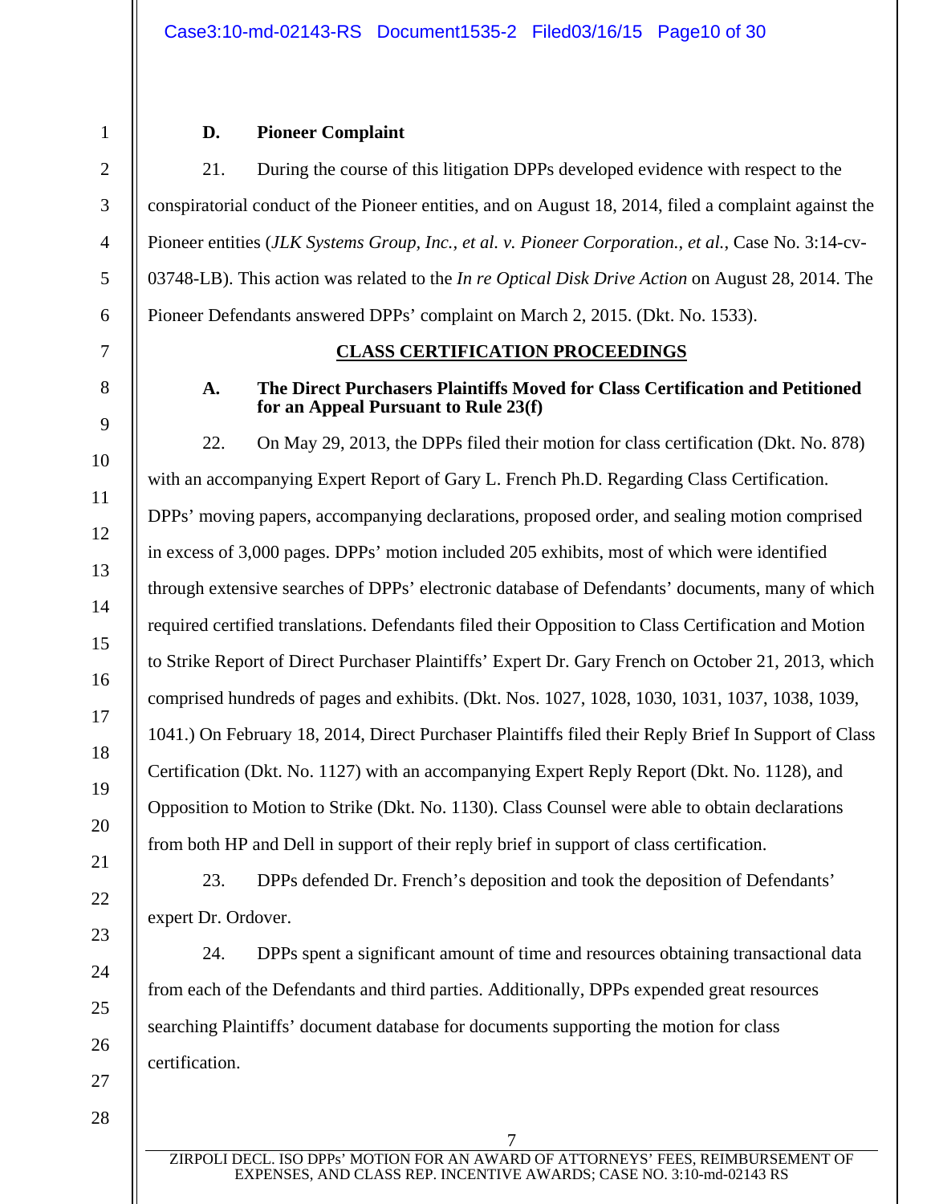### D. Pioneer Complaint

21. During the course of this litigation DPPs developed evidence with respect to the conspiratorial conduct of the Pioneer entities, and on August 18, 2014, filed a complaint against the Pioneer entities (*JLK Systems Group, Inc., et al. v. Pioneer Corporation., et al.*, Case No. 3:14-cv-03748-LB). This action was related to the *In re Optical Disk Drive Action* on August 28, 2014. The Pioneer Defendants answered DPPs' complaint on March 2, 2015. (Dkt. No. 1533).

## CLASS CERTIFICATION PROCEEDINGS

### A. The Direct Purchasers Plaintiffs Moved for Class Certification and Petitioned for an Appeal Pursuant to Rule 23(f)

22. On May 29, 2013, the DPPs filed their motion for class certification (Dkt. No. 878) with an accompanying Expert Report of Gary L. French Ph.D. Regarding Class Certification. DPPs' moving papers, accompanying declarations, proposed order, and sealing motion comprised in excess of 3,000 pages. DPPs' motion included 205 exhibits, most of which were identified through extensive searches of DPPs' electronic database of Defendants' documents, many of which required certified translations. Defendants filed their Opposition to Class Certification and Motion to Strike Report of Direct Purchaser Plaintiffs' Expert Dr. Gary French on October 21, 2013, which comprised hundreds of pages and exhibits. (Dkt. Nos. 1027, 1028, 1030, 1031, 1037, 1038, 1039, 1041.) On February 18, 2014, Direct Purchaser Plaintiffs filed their Reply Brief In Support of Class Certification (Dkt. No. 1127) with an accompanying Expert Reply Report (Dkt. No. 1128), and Opposition to Motion to Strike (Dkt. No. 1130). Class Counsel were able to obtain declarations from both HP and Dell in support of their reply brief in support of class certification.

23. DPPs defended Dr. French's deposition and took the deposition of Defendants' expert Dr. Ordover.

24. DPPs spent a significant amount of time and resources obtaining transactional data from each of the Defendants and third parties. Additionally, DPPs expended great resources searching Plaintiffs' document database for documents supporting the motion for class certification.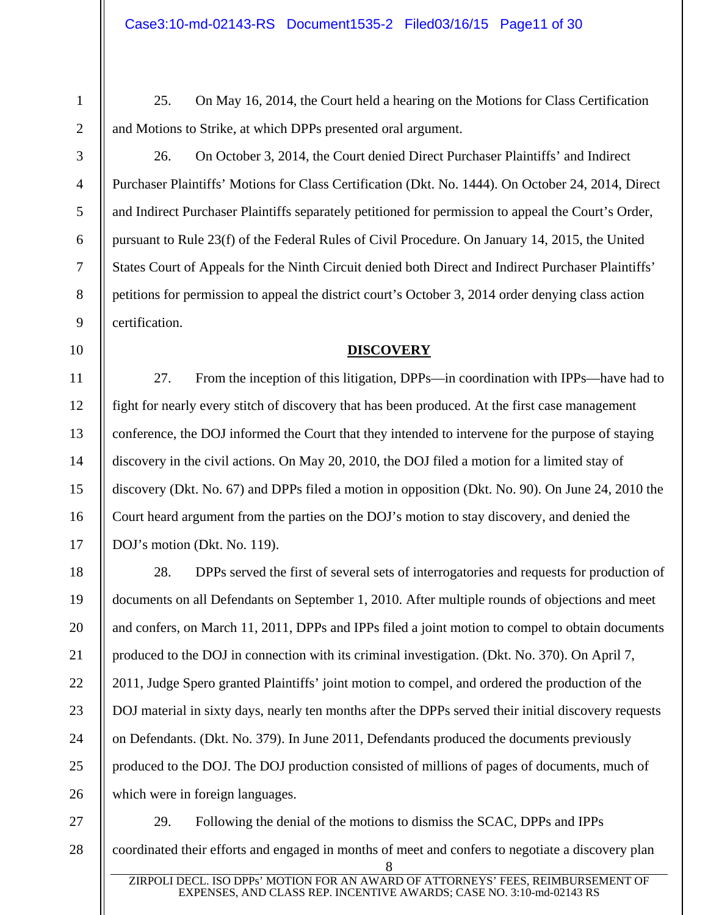25. On May 16, 2014, the Court held a hearing on the Motions for Class Certification and Motions to Strike, at which DPPs presented oral argument.

26. On October 3, 2014, the Court denied Direct Purchaser Plaintiffs' and Indirect Purchaser Plaintiffs' Motions for Class Certification (Dkt. No. 1444). On October 24, 2014, Direct and Indirect Purchaser Plaintiffs separately petitioned for permission to appeal the Court's Order, pursuant to Rule 23(f) of the Federal Rules of Civil Procedure. On January 14, 2015, the United States Court of Appeals for the Ninth Circuit denied both Direct and Indirect Purchaser Plaintiffs' petitions for permission to appeal the district court's October 3, 2014 order denying class action certification.

**DISCOVERY**

27. From the inception of this litigation, DPPs—in coordination with IPPs—have had to fight for nearly every stitch of discovery that has been produced. At the first case management conference, the DOJ informed the Court that they intended to intervene for the purpose of staying discovery in the civil actions. On May 20, 2010, the DOJ filed a motion for a limited stay of discovery (Dkt. No. 67) and DPPs filed a motion in opposition (Dkt. No. 90). On June 24, 2010 the Court heard argument from the parties on the DOJ's motion to stay discovery, and denied the DOJ's motion (Dkt. No. 119).

28. DPPs served the first of several sets of interrogatories and requests for production of documents on all Defendants on September 1, 2010. After multiple rounds of objections and meet and confers, on March 11, 2011, DPPs and IPPs filed a joint motion to compel to obtain documents produced to the DOJ in connection with its criminal investigation. (Dkt. No. 370). On April 7, 2011, Judge Spero granted Plaintiffs' joint motion to compel, and ordered the production of the DOJ material in sixty days, nearly ten months after the DPPs served their initial discovery requests on Defendants. (Dkt. No. 379). In June 2011, Defendants produced the documents previously produced to the DOJ. The DOJ production consisted of millions of pages of documents, much of which were in foreign languages.

29. Following the denial of the motions to dismiss the SCAC, DPPs and IPPs coordinated their efforts and engaged in months of meet and confers to negotiate a discovery plan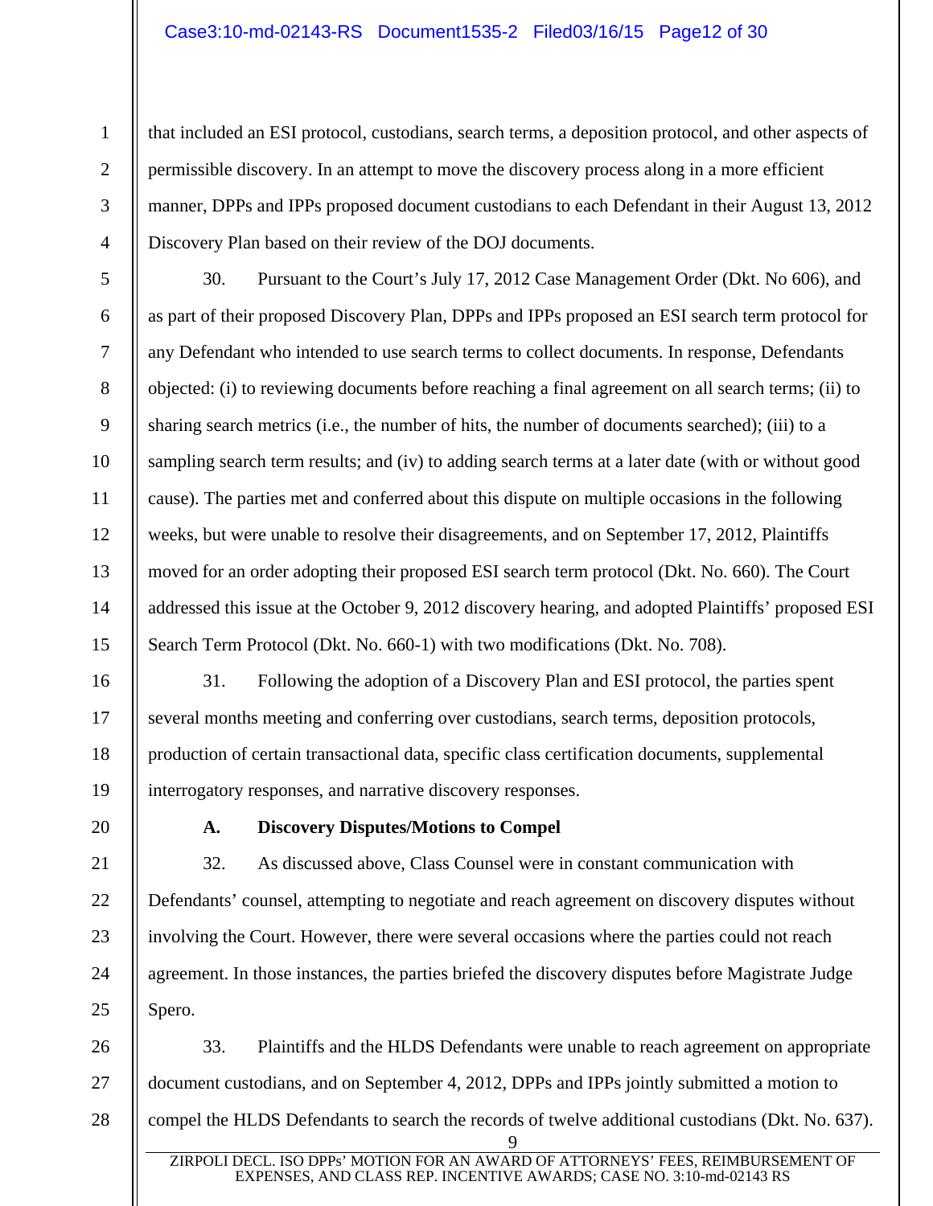that included an ESI protocol, custodians, search terms, a deposition protocol, and other aspects of permissible discovery. In an attempt to move the discovery process along in a more efficient manner, DPPs and IPPs proposed document custodians to each Defendant in their August 13, 2012 Discovery Plan based on their review of the DOJ documents.

30. Pursuant to the Court's July 17, 2012 Case Management Order (Dkt. No 606), and as part of their proposed Discovery Plan, DPPs and IPPs proposed an ESI search term protocol for any Defendant who intended to use search terms to collect documents. In response, Defendants objected: (i) to reviewing documents before reaching a final agreement on all search terms; (ii) to sharing search metrics (i.e., the number of hits, the number of documents searched); (iii) to a sampling search term results; and (iv) to adding search terms at a later date (with or without good cause). The parties met and conferred about this dispute on multiple occasions in the following weeks, but were unable to resolve their disagreements, and on September 17, 2012, Plaintiffs moved for an order adopting their proposed ESI search term protocol (Dkt. No. 660). The Court addressed this issue at the October 9, 2012 discovery hearing, and adopted Plaintiffs' proposed ESI Search Term Protocol (Dkt. No. 660-1) with two modifications (Dkt. No. 708).

31. Following the adoption of a Discovery Plan and ESI protocol, the parties spent several months meeting and conferring over custodians, search terms, deposition protocols, production of certain transactional data, specific class certification documents, supplemental interrogatory responses, and narrative discovery responses.

**A. Discovery Disputes/Motions to Compel**

32. As discussed above, Class Counsel were in constant communication with Defendants' counsel, attempting to negotiate and reach agreement on discovery disputes without involving the Court. However, there were several occasions where the parties could not reach agreement. In those instances, the parties briefed the discovery disputes before Magistrate Judge Spero.

33. Plaintiffs and the HLDS Defendants were unable to reach agreement on appropriate document custodians, and on September 4, 2012, DPPs and IPPs jointly submitted a motion to compel the HLDS Defendants to search the records of twelve additional custodians (Dkt. No. 637).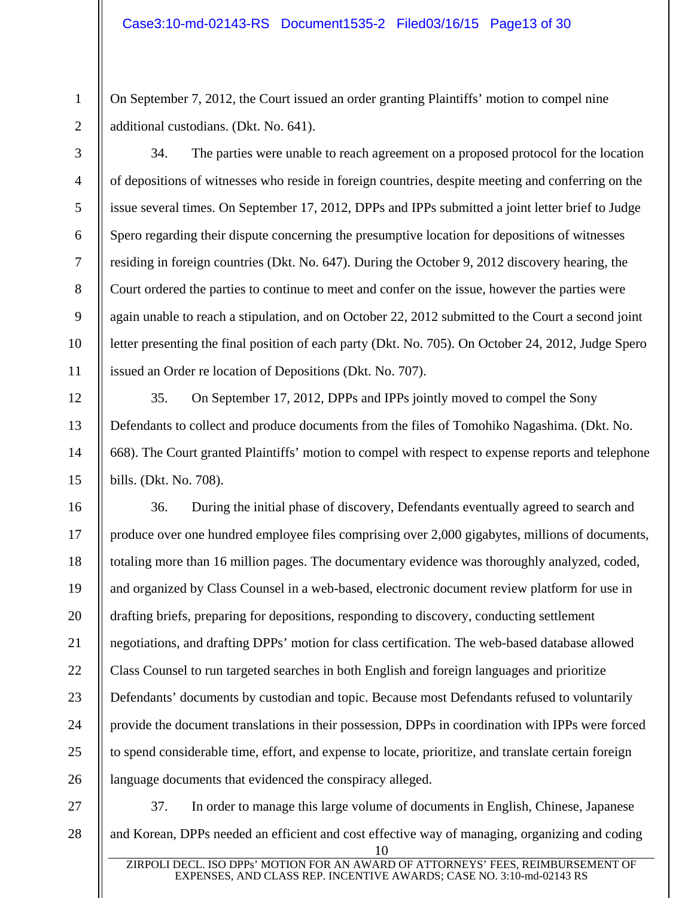On September 7, 2012, the Court issued an order granting Plaintiffs' motion to compel nine additional custodians. (Dkt. No. 641).

34. The parties were unable to reach agreement on a proposed protocol for the location of depositions of witnesses who reside in foreign countries, despite meeting and conferring on the issue several times. On September 17, 2012, DPPs and IPPs submitted a joint letter brief to Judge Spero regarding their dispute concerning the presumptive location for depositions of witnesses residing in foreign countries (Dkt. No. 647). During the October 9, 2012 discovery hearing, the Court ordered the parties to continue to meet and confer on the issue, however the parties were again unable to reach a stipulation, and on October 22, 2012 submitted to the Court a second joint letter presenting the final position of each party (Dkt. No. 705). On October 24, 2012, Judge Spero issued an Order re location of Depositions (Dkt. No. 707).

35. On September 17, 2012, DPPs and IPPs jointly moved to compel the Sony Defendants to collect and produce documents from the files of Tomohiko Nagashima. (Dkt. No. 668). The Court granted Plaintiffs' motion to compel with respect to expense reports and telephone bills. (Dkt. No. 708).

36. During the initial phase of discovery, Defendants eventually agreed to search and produce over one hundred employee files comprising over 2,000 gigabytes, millions of documents, totaling more than 16 million pages. The documentary evidence was thoroughly analyzed, coded, and organized by Class Counsel in a web-based, electronic document review platform for use in drafting briefs, preparing for depositions, responding to discovery, conducting settlement negotiations, and drafting DPPs' motion for class certification. The web-based database allowed Class Counsel to run targeted searches in both English and foreign languages and prioritize Defendants' documents by custodian and topic. Because most Defendants refused to voluntarily provide the document translations in their possession, DPPs in coordination with IPPs were forced to spend considerable time, effort, and expense to locate, prioritize, and translate certain foreign language documents that evidenced the conspiracy alleged.

37. In order to manage this large volume of documents in English, Chinese, Japanese and Korean, DPPs needed an efficient and cost effective way of managing, organizing and coding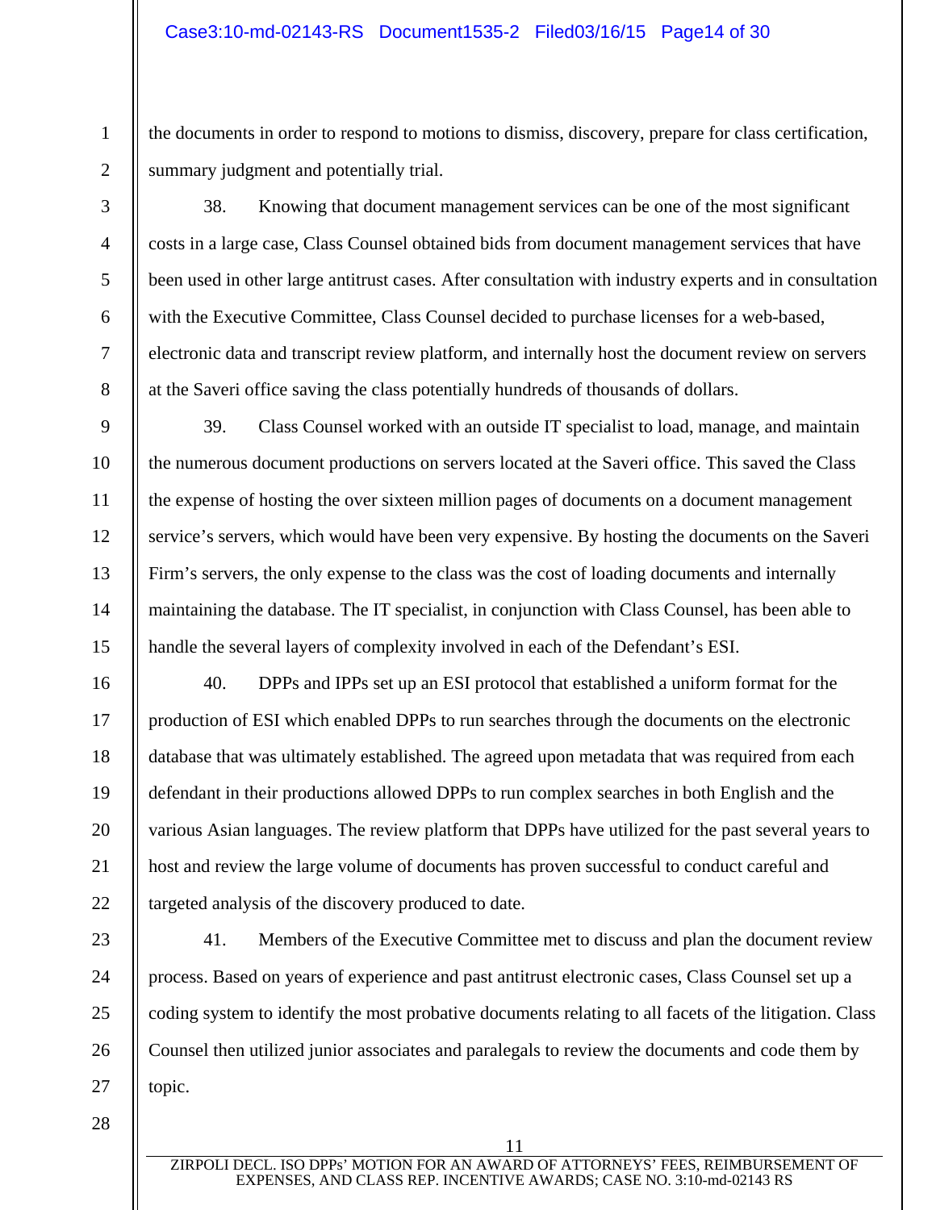the documents in order to respond to motions to dismiss, discovery, prepare for class certification, summary judgment and potentially trial.

38. Knowing that document management services can be one of the most significant costs in a large case, Class Counsel obtained bids from document management services that have been used in other large antitrust cases. After consultation with industry experts and in consultation with the Executive Committee, Class Counsel decided to purchase licenses for a web-based, electronic data and transcript review platform, and internally host the document review on servers at the Saveri office saving the class potentially hundreds of thousands of dollars.

39. Class Counsel worked with an outside IT specialist to load, manage, and maintain the numerous document productions on servers located at the Saveri office. This saved the Class the expense of hosting the over sixteen million pages of documents on a document management service's servers, which would have been very expensive. By hosting the documents on the Saveri Firm's servers, the only expense to the class was the cost of loading documents and internally maintaining the database. The IT specialist, in conjunction with Class Counsel, has been able to handle the several layers of complexity involved in each of the Defendant's ESI.

40. DPPs and IPPs set up an ESI protocol that established a uniform format for the production of ESI which enabled DPPs to run searches through the documents on the electronic database that was ultimately established. The agreed upon metadata that was required from each defendant in their productions allowed DPPs to run complex searches in both English and the various Asian languages. The review platform that DPPs have utilized for the past several years to host and review the large volume of documents has proven successful to conduct careful and targeted analysis of the discovery produced to date.

41. Members of the Executive Committee met to discuss and plan the document review process. Based on years of experience and past antitrust electronic cases, Class Counsel set up a coding system to identify the most probative documents relating to all facets of the litigation. Class Counsel then utilized junior associates and paralegals to review the documents and code them by topic.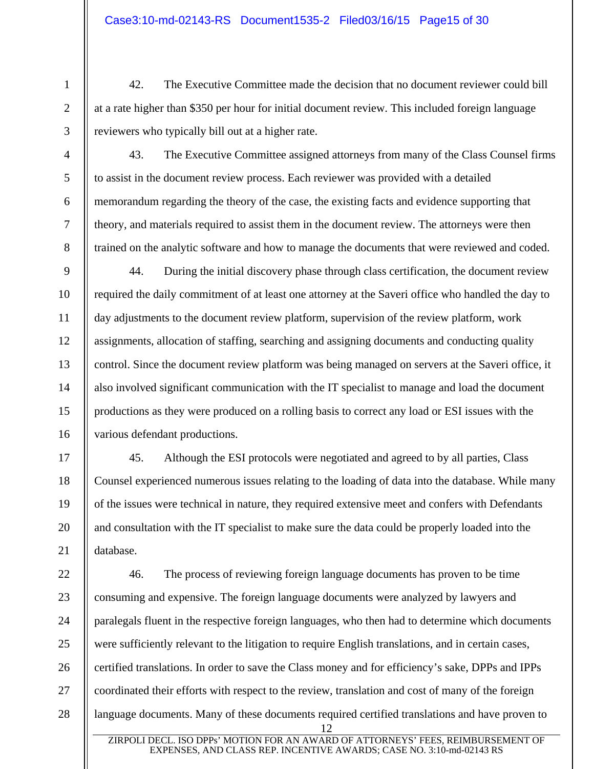42. The Executive Committee made the decision that no document reviewer could bill at a rate higher than $350 per hour for initial document review. This included foreign language reviewers who typically bill out at a higher rate.

43. The Executive Committee assigned attorneys from many of the Class Counsel firms to assist in the document review process. Each reviewer was provided with a detailed memorandum regarding the theory of the case, the existing facts and evidence supporting that theory, and materials required to assist them in the document review. The attorneys were then trained on the analytic software and how to manage the documents that were reviewed and coded.

44. During the initial discovery phase through class certification, the document review required the daily commitment of at least one attorney at the Saveri office who handled the day to day adjustments to the document review platform, supervision of the review platform, work assignments, allocation of staffing, searching and assigning documents and conducting quality control. Since the document review platform was being managed on servers at the Saveri office, it also involved significant communication with the IT specialist to manage and load the document productions as they were produced on a rolling basis to correct any load or ESI issues with the various defendant productions.

45. Although the ESI protocols were negotiated and agreed to by all parties, Class Counsel experienced numerous issues relating to the loading of data into the database. While many of the issues were technical in nature, they required extensive meet and confers with Defendants and consultation with the IT specialist to make sure the data could be properly loaded into the database.

46. The process of reviewing foreign language documents has proven to be time consuming and expensive. The foreign language documents were analyzed by lawyers and paralegals fluent in the respective foreign languages, who then had to determine which documents were sufficiently relevant to the litigation to require English translations, and in certain cases, certified translations. In order to save the Class money and for efficiency's sake, DPPs and IPPs coordinated their efforts with respect to the review, translation and cost of many of the foreign language documents. Many of these documents required certified translations and have proven to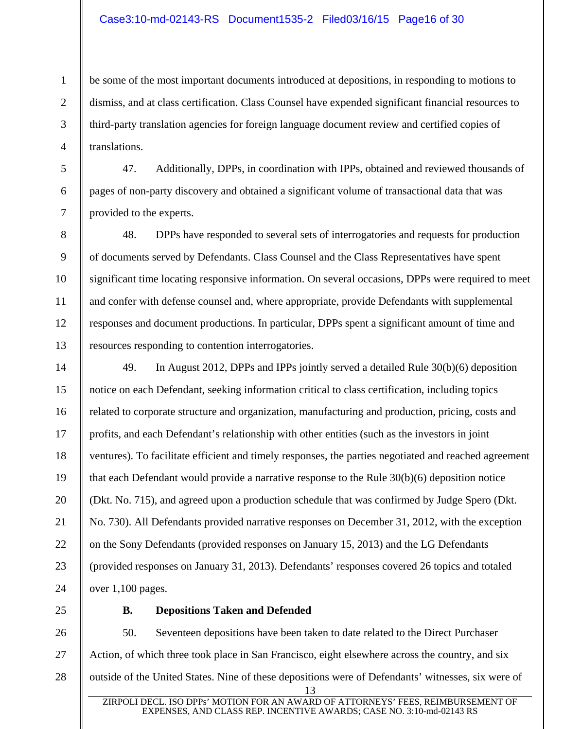be some of the most important documents introduced at depositions, in responding to motions to dismiss, and at class certification. Class Counsel have expended significant financial resources to third-party translation agencies for foreign language document review and certified copies of translations.

47. Additionally, DPPs, in coordination with IPPs, obtained and reviewed thousands of pages of non-party discovery and obtained a significant volume of transactional data that was provided to the experts.

48. DPPs have responded to several sets of interrogatories and requests for production of documents served by Defendants. Class Counsel and the Class Representatives have spent significant time locating responsive information. On several occasions, DPPs were required to meet and confer with defense counsel and, where appropriate, provide Defendants with supplemental responses and document productions. In particular, DPPs spent a significant amount of time and resources responding to contention interrogatories.

49. In August 2012, DPPs and IPPs jointly served a detailed Rule 30(b)(6) deposition notice on each Defendant, seeking information critical to class certification, including topics related to corporate structure and organization, manufacturing and production, pricing, costs and profits, and each Defendant's relationship with other entities (such as the investors in joint ventures). To facilitate efficient and timely responses, the parties negotiated and reached agreement that each Defendant would provide a narrative response to the Rule 30(b)(6) deposition notice (Dkt. No. 715), and agreed upon a production schedule that was confirmed by Judge Spero (Dkt. No. 730). All Defendants provided narrative responses on December 31, 2012, with the exception on the Sony Defendants (provided responses on January 15, 2013) and the LG Defendants (provided responses on January 31, 2013). Defendants' responses covered 26 topics and totaled over 1,100 pages.

**B. Depositions Taken and Defended**

50. Seventeen depositions have been taken to date related to the Direct Purchaser Action, of which three took place in San Francisco, eight elsewhere across the country, and six outside of the United States. Nine of these depositions were of Defendants' witnesses, six were of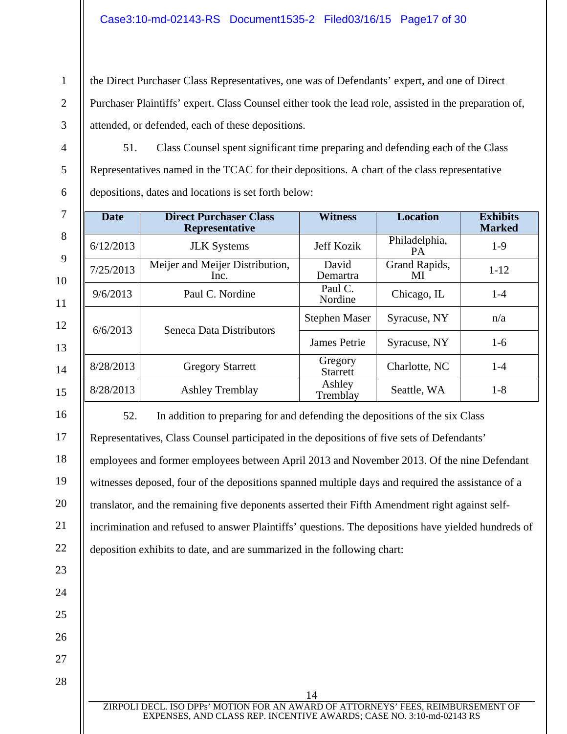the Direct Purchaser Class Representatives, one was of Defendants' expert, and one of Direct Purchaser Plaintiffs' expert. Class Counsel either took the lead role, assisted in the preparation of, attended, or defended, each of these depositions.

51. Class Counsel spent significant time preparing and defending each of the Class Representatives named in the TCAC for their depositions. A chart of the class representative depositions, dates and locations is set forth below:

| Date | Direct Purchaser Class Representative | Witness | Location | Exhibits Marked |
|---|---|---|---|---|
| 6/12/2013 | JLK Systems | Jeff Kozik | Philadelphia, PA | 1-9 |
| 7/25/2013 | Meijer and Meijer Distribution, Inc. | David Demartra | Grand Rapids, MI | 1-12 |
| 9/6/2013 | Paul C. Nordine | Paul C. Nordine | Chicago, IL | 1-4 |
| 6/6/2013 | Seneca Data Distributors | Stephen Maser | Syracuse, NY | n/a |
| | | James Petrie | Syracuse, NY | 1-6 |
| 8/28/2013 | Gregory Starrett | Gregory Starrett | Charlotte, NC | 1-4 |
| 8/28/2013 | Ashley Tremblay | Ashley Tremblay | Seattle, WA | 1-8 |

52. In addition to preparing for and defending the depositions of the six Class Representatives, Class Counsel participated in the depositions of five sets of Defendants' employees and former employees between April 2013 and November 2013. Of the nine Defendant witnesses deposed, four of the depositions spanned multiple days and required the assistance of a translator, and the remaining five deponents asserted their Fifth Amendment right against self-incrimination and refused to answer Plaintiffs' questions. The depositions have yielded hundreds of deposition exhibits to date, and are summarized in the following chart: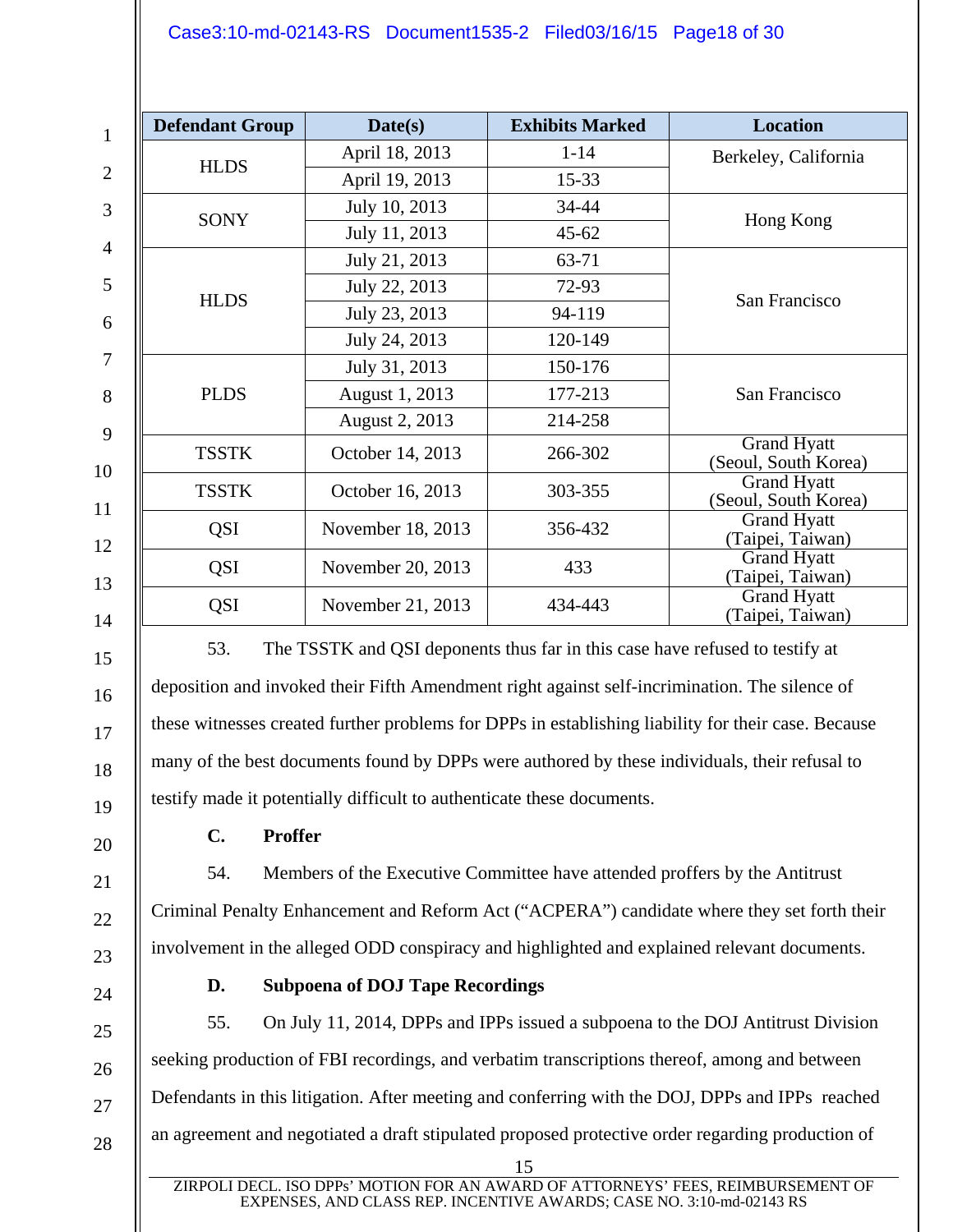| Defendant Group | Date(s) | Exhibits Marked | Location |
|---|---|---|---|
| HLDS | April 18, 2013 | 1-14 | Berkeley, California |
| | April 19, 2013 | 15-33 | |
| SONY | July 10, 2013 | 34-44 | Hong Kong |
| | July 11, 2013 | 45-62 | |
| HLDS | July 21, 2013 | 63-71 | San Francisco |
| | July 22, 2013 | 72-93 | |
| | July 23, 2013 | 94-119 | |
| | July 24, 2013 | 120-149 | |
| PLDS | July 31, 2013 | 150-176 | San Francisco |
| | August 1, 2013 | 177-213 | |
| | August 2, 2013 | 214-258 | |
| TSSTK | October 14, 2013 | 266-302 | Grand Hyatt (Seoul, South Korea) |
| TSSTK | October 16, 2013 | 303-355 | Grand Hyatt (Seoul, South Korea) |
| QSI | November 18, 2013 | 356-432 | Grand Hyatt (Taipei, Taiwan) |
| QSI | November 20, 2013 | 433 | Grand Hyatt (Taipei, Taiwan) |
| QSI | November 21, 2013 | 434-443 | Grand Hyatt (Taipei, Taiwan) |

53. The TSSTK and QSI deponents thus far in this case have refused to testify at deposition and invoked their Fifth Amendment right against self-incrimination. The silence of these witnesses created further problems for DPPs in establishing liability for their case. Because many of the best documents found by DPPs were authored by these individuals, their refusal to testify made it potentially difficult to authenticate these documents.

**C. Proffer**

54. Members of the Executive Committee have attended proffers by the Antitrust Criminal Penalty Enhancement and Reform Act ("ACPERA") candidate where they set forth their involvement in the alleged ODD conspiracy and highlighted and explained relevant documents.

**D. Subpoena of DOJ Tape Recordings**

55. On July 11, 2014, DPPs and IPPs issued a subpoena to the DOJ Antitrust Division seeking production of FBI recordings, and verbatim transcriptions thereof, among and between Defendants in this litigation. After meeting and conferring with the DOJ, DPPs and IPPs reached an agreement and negotiated a draft stipulated proposed protective order regarding production of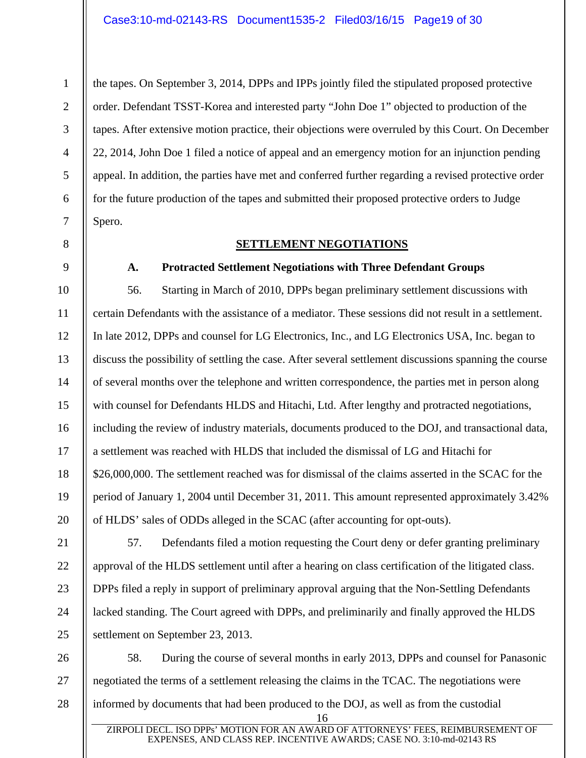the tapes. On September 3, 2014, DPPs and IPPs jointly filed the stipulated proposed protective order. Defendant TSST-Korea and interested party "John Doe 1" objected to production of the tapes. After extensive motion practice, their objections were overruled by this Court. On December 22, 2014, John Doe 1 filed a notice of appeal and an emergency motion for an injunction pending appeal. In addition, the parties have met and conferred further regarding a revised protective order for the future production of the tapes and submitted their proposed protective orders to Judge Spero.

## SETTLEMENT NEGOTIATIONS

### A. Protracted Settlement Negotiations with Three Defendant Groups

56. Starting in March of 2010, DPPs began preliminary settlement discussions with certain Defendants with the assistance of a mediator. These sessions did not result in a settlement. In late 2012, DPPs and counsel for LG Electronics, Inc., and LG Electronics USA, Inc. began to discuss the possibility of settling the case. After several settlement discussions spanning the course of several months over the telephone and written correspondence, the parties met in person along with counsel for Defendants HLDS and Hitachi, Ltd. After lengthy and protracted negotiations, including the review of industry materials, documents produced to the DOJ, and transactional data, a settlement was reached with HLDS that included the dismissal of LG and Hitachi for $26,000,000. The settlement reached was for dismissal of the claims asserted in the SCAC for the period of January 1, 2004 until December 31, 2011. This amount represented approximately 3.42% of HLDS' sales of ODDs alleged in the SCAC (after accounting for opt-outs).

57. Defendants filed a motion requesting the Court deny or defer granting preliminary approval of the HLDS settlement until after a hearing on class certification of the litigated class. DPPs filed a reply in support of preliminary approval arguing that the Non-Settling Defendants lacked standing. The Court agreed with DPPs, and preliminarily and finally approved the HLDS settlement on September 23, 2013.

58. During the course of several months in early 2013, DPPs and counsel for Panasonic negotiated the terms of a settlement releasing the claims in the TCAC. The negotiations were informed by documents that had been produced to the DOJ, as well as from the custodial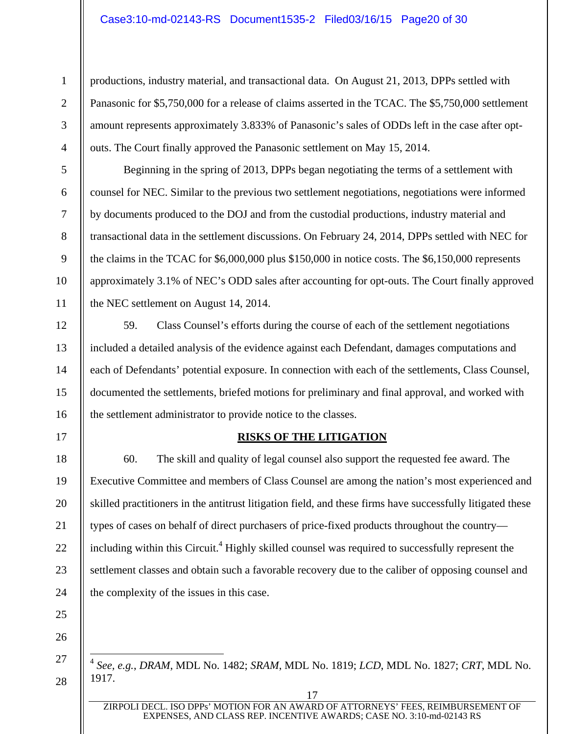productions, industry material, and transactional data. On August 21, 2013, DPPs settled with Panasonic for $5,750,000 for a release of claims asserted in the TCAC. The $5,750,000 settlement amount represents approximately 3.833% of Panasonic's sales of ODDs left in the case after opt-outs. The Court finally approved the Panasonic settlement on May 15, 2014.

Beginning in the spring of 2013, DPPs began negotiating the terms of a settlement with counsel for NEC. Similar to the previous two settlement negotiations, negotiations were informed by documents produced to the DOJ and from the custodial productions, industry material and transactional data in the settlement discussions. On February 24, 2014, DPPs settled with NEC for the claims in the TCAC for $6,000,000 plus $150,000 in notice costs. The $6,150,000 represents approximately 3.1% of NEC's ODD sales after accounting for opt-outs. The Court finally approved the NEC settlement on August 14, 2014.

59. Class Counsel's efforts during the course of each of the settlement negotiations included a detailed analysis of the evidence against each Defendant, damages computations and each of Defendants' potential exposure. In connection with each of the settlements, Class Counsel, documented the settlements, briefed motions for preliminary and final approval, and worked with the settlement administrator to provide notice to the classes.

**RISKS OF THE LITIGATION**

60. The skill and quality of legal counsel also support the requested fee award. The Executive Committee and members of Class Counsel are among the nation's most experienced and skilled practitioners in the antitrust litigation field, and these firms have successfully litigated these types of cases on behalf of direct purchasers of price-fixed products throughout the country—including within this Circuit.[4] Highly skilled counsel was required to successfully represent the settlement classes and obtain such a favorable recovery due to the caliber of opposing counsel and the complexity of the issues in this case.

---

[4] *See, e.g.*, *DRAM*, MDL No. 1482; *SRAM*, MDL No. 1819; *LCD*, MDL No. 1827; *CRT*, MDL No. 1917.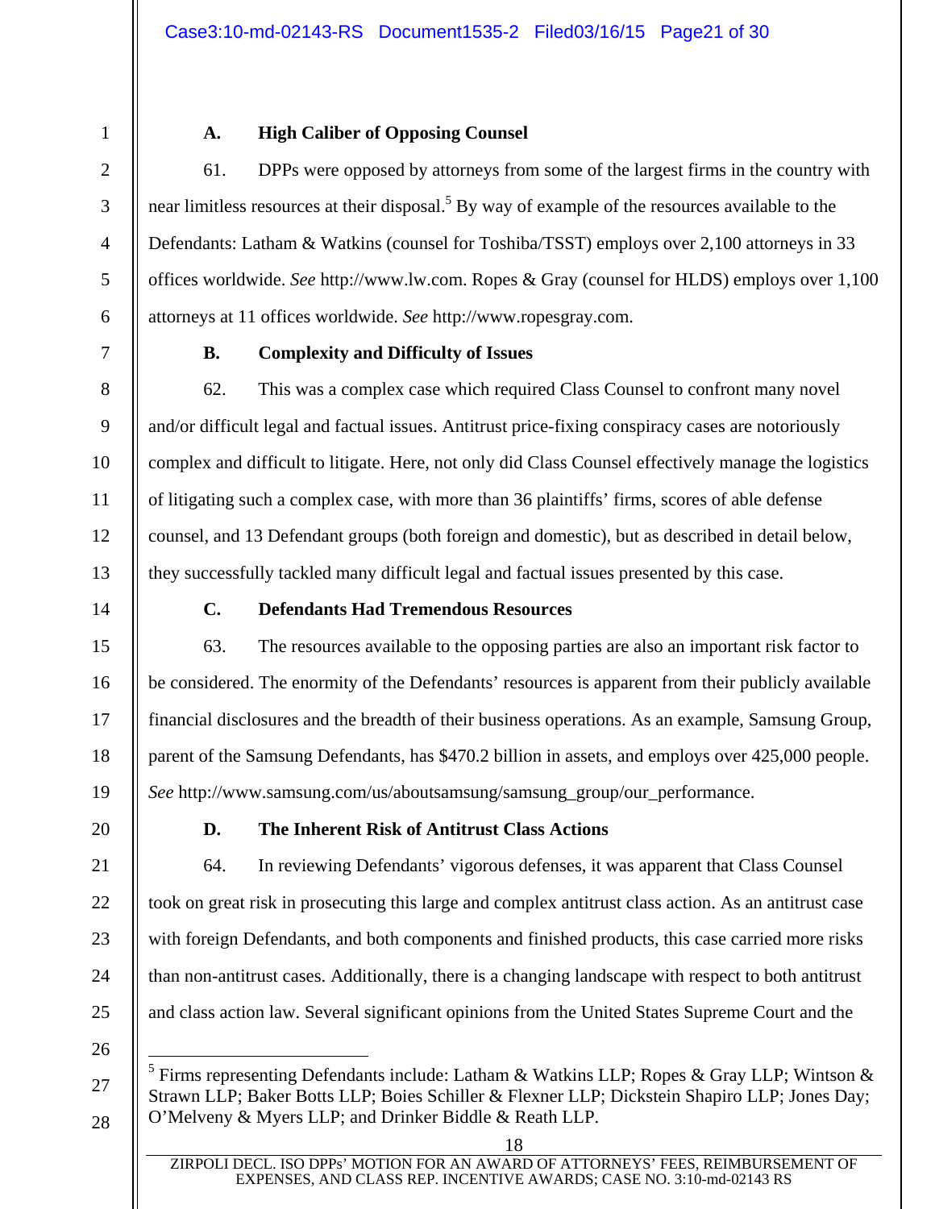### A. High Caliber of Opposing Counsel

61. DPPs were opposed by attorneys from some of the largest firms in the country with near limitless resources at their disposal.[5] By way of example of the resources available to the Defendants: Latham & Watkins (counsel for Toshiba/TSST) employs over 2,100 attorneys in 33 offices worldwide. *See* http://www.lw.com. Ropes & Gray (counsel for HLDS) employs over 1,100 attorneys at 11 offices worldwide. *See* http://www.ropesgray.com.

### B. Complexity and Difficulty of Issues

62. This was a complex case which required Class Counsel to confront many novel and/or difficult legal and factual issues. Antitrust price-fixing conspiracy cases are notoriously complex and difficult to litigate. Here, not only did Class Counsel effectively manage the logistics of litigating such a complex case, with more than 36 plaintiffs' firms, scores of able defense counsel, and 13 Defendant groups (both foreign and domestic), but as described in detail below, they successfully tackled many difficult legal and factual issues presented by this case.

### C. Defendants Had Tremendous Resources

63. The resources available to the opposing parties are also an important risk factor to be considered. The enormity of the Defendants' resources is apparent from their publicly available financial disclosures and the breadth of their business operations. As an example, Samsung Group, parent of the Samsung Defendants, has $470.2 billion in assets, and employs over 425,000 people. *See* http://www.samsung.com/us/aboutsamsung/samsung_group/our_performance.

### D. The Inherent Risk of Antitrust Class Actions

64. In reviewing Defendants' vigorous defenses, it was apparent that Class Counsel took on great risk in prosecuting this large and complex antitrust class action. As an antitrust case with foreign Defendants, and both components and finished products, this case carried more risks than non-antitrust cases. Additionally, there is a changing landscape with respect to both antitrust and class action law. Several significant opinions from the United States Supreme Court and the

---

[5] Firms representing Defendants include: Latham & Watkins LLP; Ropes & Gray LLP; Wintson & Strawn LLP; Baker Botts LLP; Boies Schiller & Flexner LLP; Dickstein Shapiro LLP; Jones Day; O'Melveny & Myers LLP; and Drinker Biddle & Reath LLP.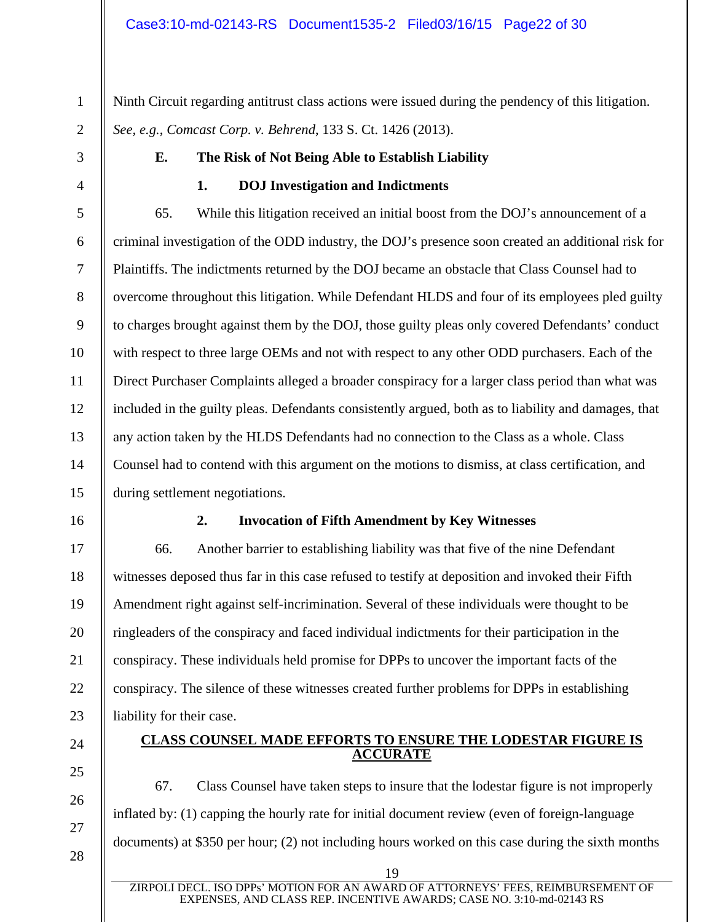Ninth Circuit regarding antitrust class actions were issued during the pendency of this litigation. *See, e.g.*, *Comcast Corp. v. Behrend*, 133 S. Ct. 1426 (2013).

### E. The Risk of Not Being Able to Establish Liability

#### 1. DOJ Investigation and Indictments

65. While this litigation received an initial boost from the DOJ's announcement of a criminal investigation of the ODD industry, the DOJ's presence soon created an additional risk for Plaintiffs. The indictments returned by the DOJ became an obstacle that Class Counsel had to overcome throughout this litigation. While Defendant HLDS and four of its employees pled guilty to charges brought against them by the DOJ, those guilty pleas only covered Defendants' conduct with respect to three large OEMs and not with respect to any other ODD purchasers. Each of the Direct Purchaser Complaints alleged a broader conspiracy for a larger class period than what was included in the guilty pleas. Defendants consistently argued, both as to liability and damages, that any action taken by the HLDS Defendants had no connection to the Class as a whole. Class Counsel had to contend with this argument on the motions to dismiss, at class certification, and during settlement negotiations.

#### 2. Invocation of Fifth Amendment by Key Witnesses

66. Another barrier to establishing liability was that five of the nine Defendant witnesses deposed thus far in this case refused to testify at deposition and invoked their Fifth Amendment right against self-incrimination. Several of these individuals were thought to be ringleaders of the conspiracy and faced individual indictments for their participation in the conspiracy. These individuals held promise for DPPs to uncover the important facts of the conspiracy. The silence of these witnesses created further problems for DPPs in establishing liability for their case.

## CLASS COUNSEL MADE EFFORTS TO ENSURE THE LODESTAR FIGURE IS ACCURATE

67. Class Counsel have taken steps to insure that the lodestar figure is not improperly inflated by: (1) capping the hourly rate for initial document review (even of foreign-language documents) at $350 per hour; (2) not including hours worked on this case during the sixth months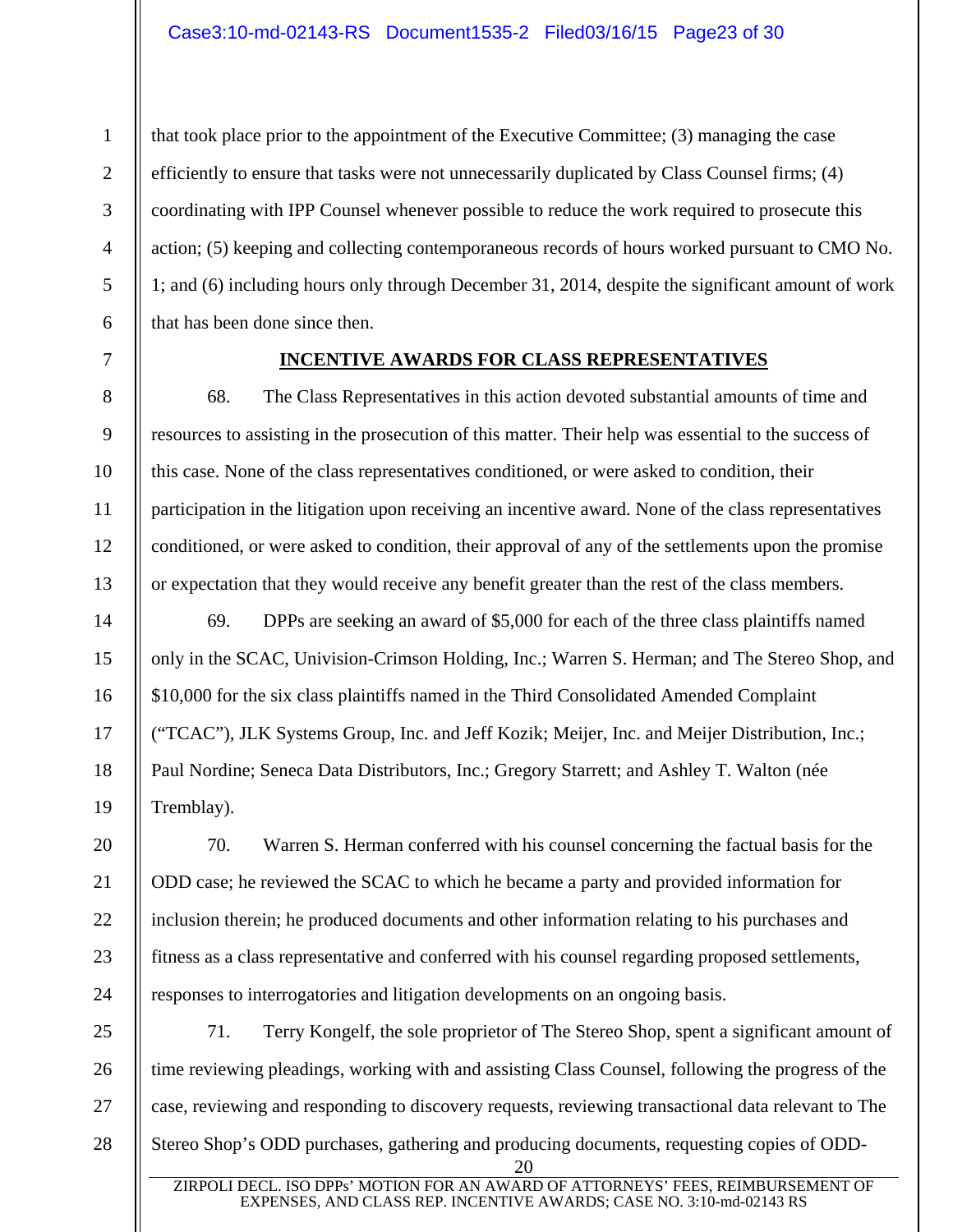that took place prior to the appointment of the Executive Committee; (3) managing the case efficiently to ensure that tasks were not unnecessarily duplicated by Class Counsel firms; (4) coordinating with IPP Counsel whenever possible to reduce the work required to prosecute this action; (5) keeping and collecting contemporaneous records of hours worked pursuant to CMO No. 1; and (6) including hours only through December 31, 2014, despite the significant amount of work that has been done since then.

## INCENTIVE AWARDS FOR CLASS REPRESENTATIVES

68. The Class Representatives in this action devoted substantial amounts of time and resources to assisting in the prosecution of this matter. Their help was essential to the success of this case. None of the class representatives conditioned, or were asked to condition, their participation in the litigation upon receiving an incentive award. None of the class representatives conditioned, or were asked to condition, their approval of any of the settlements upon the promise or expectation that they would receive any benefit greater than the rest of the class members.

69. DPPs are seeking an award of $5,000 for each of the three class plaintiffs named only in the SCAC, Univision-Crimson Holding, Inc.; Warren S. Herman; and The Stereo Shop, and $10,000 for the six class plaintiffs named in the Third Consolidated Amended Complaint ("TCAC"), JLK Systems Group, Inc. and Jeff Kozik; Meijer, Inc. and Meijer Distribution, Inc.; Paul Nordine; Seneca Data Distributors, Inc.; Gregory Starrett; and Ashley T. Walton (née Tremblay).

70. Warren S. Herman conferred with his counsel concerning the factual basis for the ODD case; he reviewed the SCAC to which he became a party and provided information for inclusion therein; he produced documents and other information relating to his purchases and fitness as a class representative and conferred with his counsel regarding proposed settlements, responses to interrogatories and litigation developments on an ongoing basis.

71. Terry Kongelf, the sole proprietor of The Stereo Shop, spent a significant amount of time reviewing pleadings, working with and assisting Class Counsel, following the progress of the case, reviewing and responding to discovery requests, reviewing transactional data relevant to The Stereo Shop's ODD purchases, gathering and producing documents, requesting copies of ODD-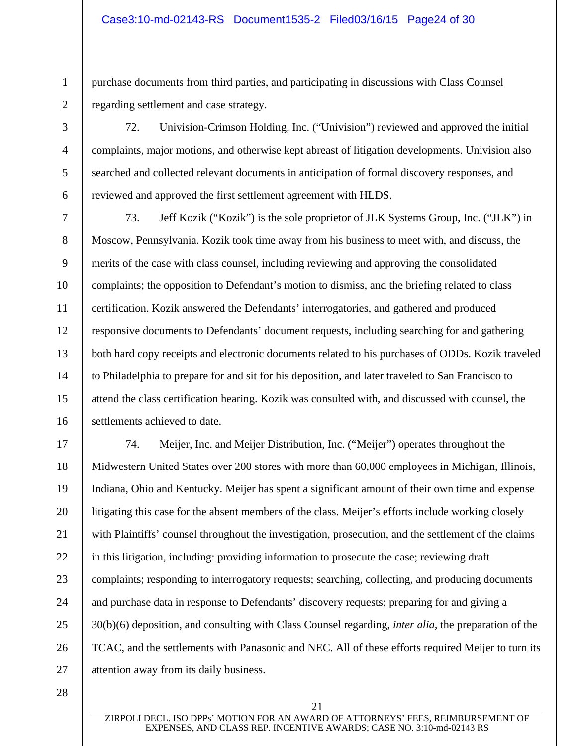purchase documents from third parties, and participating in discussions with Class Counsel regarding settlement and case strategy.

72. Univision-Crimson Holding, Inc. ("Univision") reviewed and approved the initial complaints, major motions, and otherwise kept abreast of litigation developments. Univision also searched and collected relevant documents in anticipation of formal discovery responses, and reviewed and approved the first settlement agreement with HLDS.

73. Jeff Kozik ("Kozik") is the sole proprietor of JLK Systems Group, Inc. ("JLK") in Moscow, Pennsylvania. Kozik took time away from his business to meet with, and discuss, the merits of the case with class counsel, including reviewing and approving the consolidated complaints; the opposition to Defendant's motion to dismiss, and the briefing related to class certification. Kozik answered the Defendants' interrogatories, and gathered and produced responsive documents to Defendants' document requests, including searching for and gathering both hard copy receipts and electronic documents related to his purchases of ODDs. Kozik traveled to Philadelphia to prepare for and sit for his deposition, and later traveled to San Francisco to attend the class certification hearing. Kozik was consulted with, and discussed with counsel, the settlements achieved to date.

74. Meijer, Inc. and Meijer Distribution, Inc. ("Meijer") operates throughout the Midwestern United States over 200 stores with more than 60,000 employees in Michigan, Illinois, Indiana, Ohio and Kentucky. Meijer has spent a significant amount of their own time and expense litigating this case for the absent members of the class. Meijer's efforts include working closely with Plaintiffs' counsel throughout the investigation, prosecution, and the settlement of the claims in this litigation, including: providing information to prosecute the case; reviewing draft complaints; responding to interrogatory requests; searching, collecting, and producing documents and purchase data in response to Defendants' discovery requests; preparing for and giving a 30(b)(6) deposition, and consulting with Class Counsel regarding, *inter alia,* the preparation of the TCAC, and the settlements with Panasonic and NEC. All of these efforts required Meijer to turn its attention away from its daily business.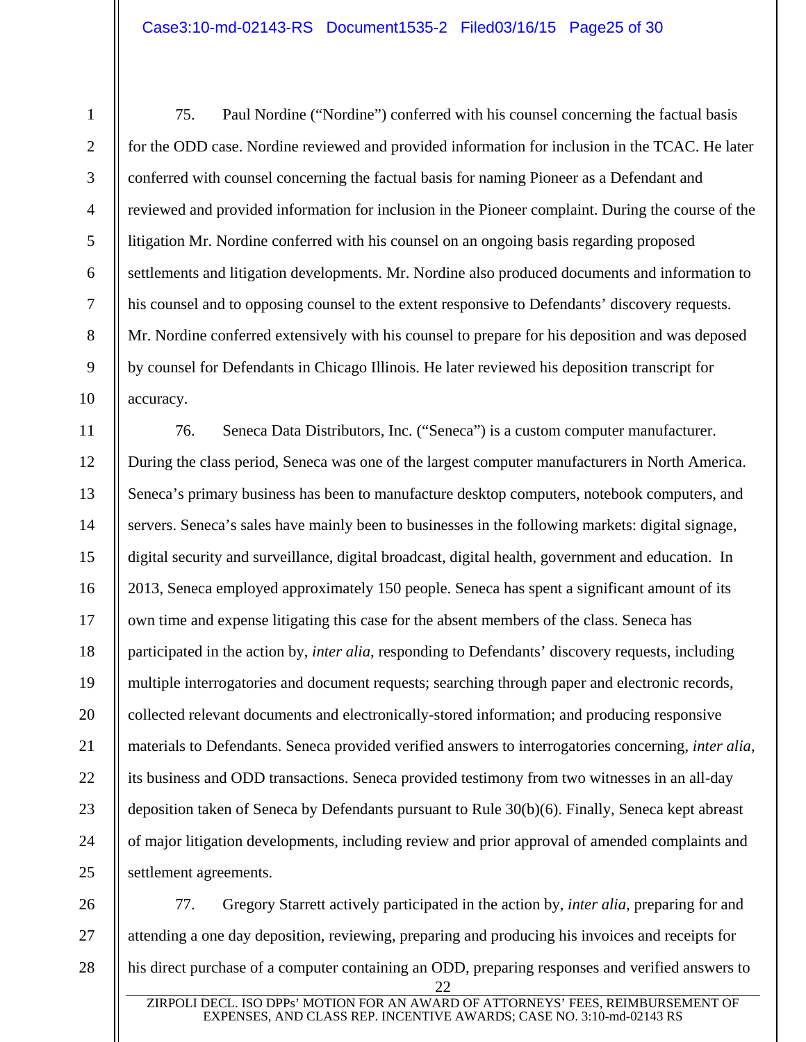75. Paul Nordine ("Nordine") conferred with his counsel concerning the factual basis for the ODD case. Nordine reviewed and provided information for inclusion in the TCAC. He later conferred with counsel concerning the factual basis for naming Pioneer as a Defendant and reviewed and provided information for inclusion in the Pioneer complaint. During the course of the litigation Mr. Nordine conferred with his counsel on an ongoing basis regarding proposed settlements and litigation developments. Mr. Nordine also produced documents and information to his counsel and to opposing counsel to the extent responsive to Defendants' discovery requests. Mr. Nordine conferred extensively with his counsel to prepare for his deposition and was deposed by counsel for Defendants in Chicago Illinois. He later reviewed his deposition transcript for accuracy.

76. Seneca Data Distributors, Inc. ("Seneca") is a custom computer manufacturer. During the class period, Seneca was one of the largest computer manufacturers in North America. Seneca's primary business has been to manufacture desktop computers, notebook computers, and servers. Seneca's sales have mainly been to businesses in the following markets: digital signage, digital security and surveillance, digital broadcast, digital health, government and education. In 2013, Seneca employed approximately 150 people. Seneca has spent a significant amount of its own time and expense litigating this case for the absent members of the class. Seneca has participated in the action by, *inter alia*, responding to Defendants' discovery requests, including multiple interrogatories and document requests; searching through paper and electronic records, collected relevant documents and electronically-stored information; and producing responsive materials to Defendants. Seneca provided verified answers to interrogatories concerning, *inter alia*, its business and ODD transactions. Seneca provided testimony from two witnesses in an all-day deposition taken of Seneca by Defendants pursuant to Rule 30(b)(6). Finally, Seneca kept abreast of major litigation developments, including review and prior approval of amended complaints and settlement agreements.

77. Gregory Starrett actively participated in the action by, *inter alia*, preparing for and attending a one day deposition, reviewing, preparing and producing his invoices and receipts for his direct purchase of a computer containing an ODD, preparing responses and verified answers to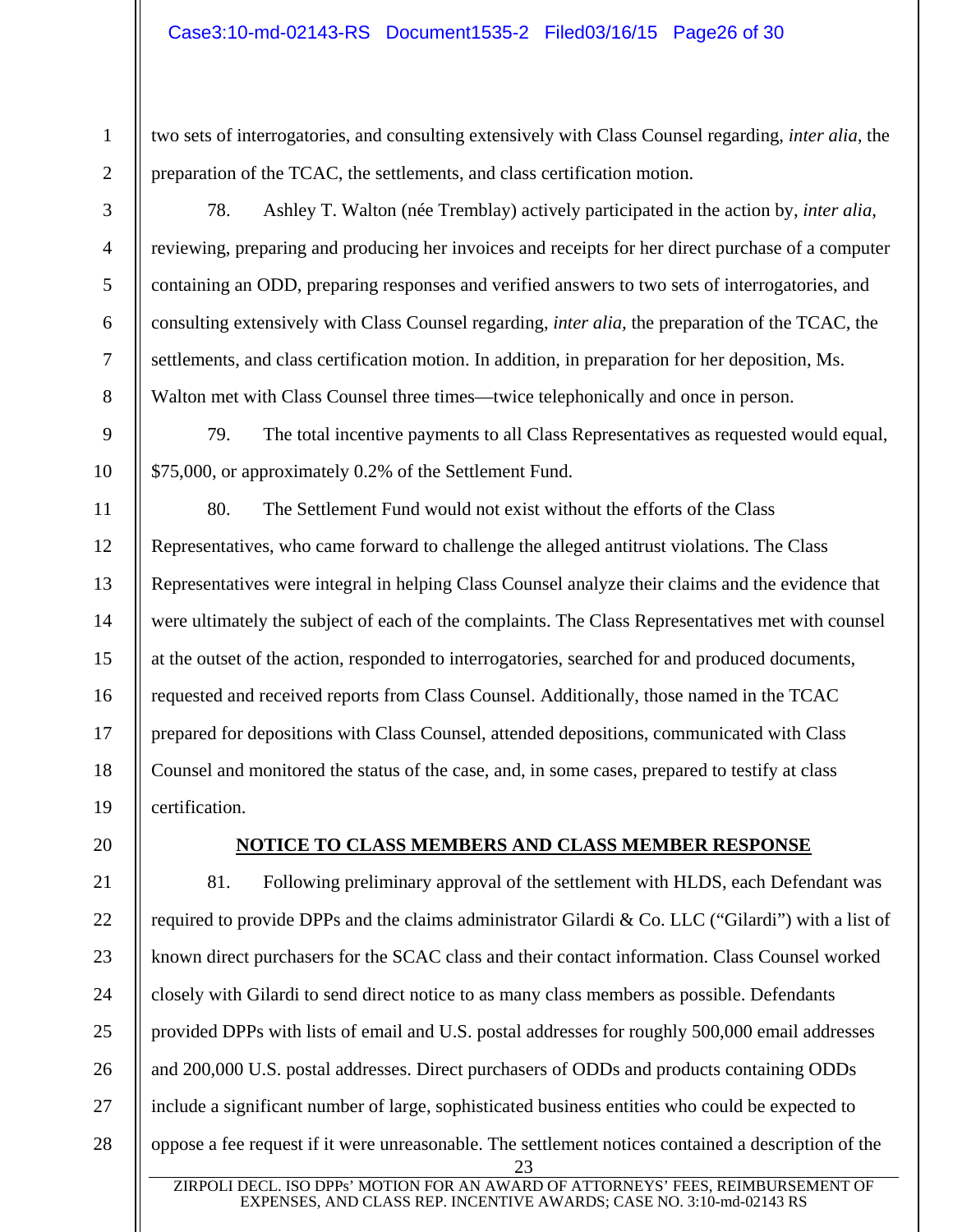two sets of interrogatories, and consulting extensively with Class Counsel regarding, *inter alia,* the preparation of the TCAC, the settlements, and class certification motion.

78. Ashley T. Walton (née Tremblay) actively participated in the action by, *inter alia,* reviewing, preparing and producing her invoices and receipts for her direct purchase of a computer containing an ODD, preparing responses and verified answers to two sets of interrogatories, and consulting extensively with Class Counsel regarding, *inter alia,* the preparation of the TCAC, the settlements, and class certification motion. In addition, in preparation for her deposition, Ms. Walton met with Class Counsel three times—twice telephonically and once in person.

79. The total incentive payments to all Class Representatives as requested would equal, $75,000, or approximately 0.2% of the Settlement Fund.

80. The Settlement Fund would not exist without the efforts of the Class Representatives, who came forward to challenge the alleged antitrust violations. The Class Representatives were integral in helping Class Counsel analyze their claims and the evidence that were ultimately the subject of each of the complaints. The Class Representatives met with counsel at the outset of the action, responded to interrogatories, searched for and produced documents, requested and received reports from Class Counsel. Additionally, those named in the TCAC prepared for depositions with Class Counsel, attended depositions, communicated with Class Counsel and monitored the status of the case, and, in some cases, prepared to testify at class certification.

## NOTICE TO CLASS MEMBERS AND CLASS MEMBER RESPONSE

81. Following preliminary approval of the settlement with HLDS, each Defendant was required to provide DPPs and the claims administrator Gilardi & Co. LLC ("Gilardi") with a list of known direct purchasers for the SCAC class and their contact information. Class Counsel worked closely with Gilardi to send direct notice to as many class members as possible. Defendants provided DPPs with lists of email and U.S. postal addresses for roughly 500,000 email addresses and 200,000 U.S. postal addresses. Direct purchasers of ODDs and products containing ODDs include a significant number of large, sophisticated business entities who could be expected to oppose a fee request if it were unreasonable. The settlement notices contained a description of the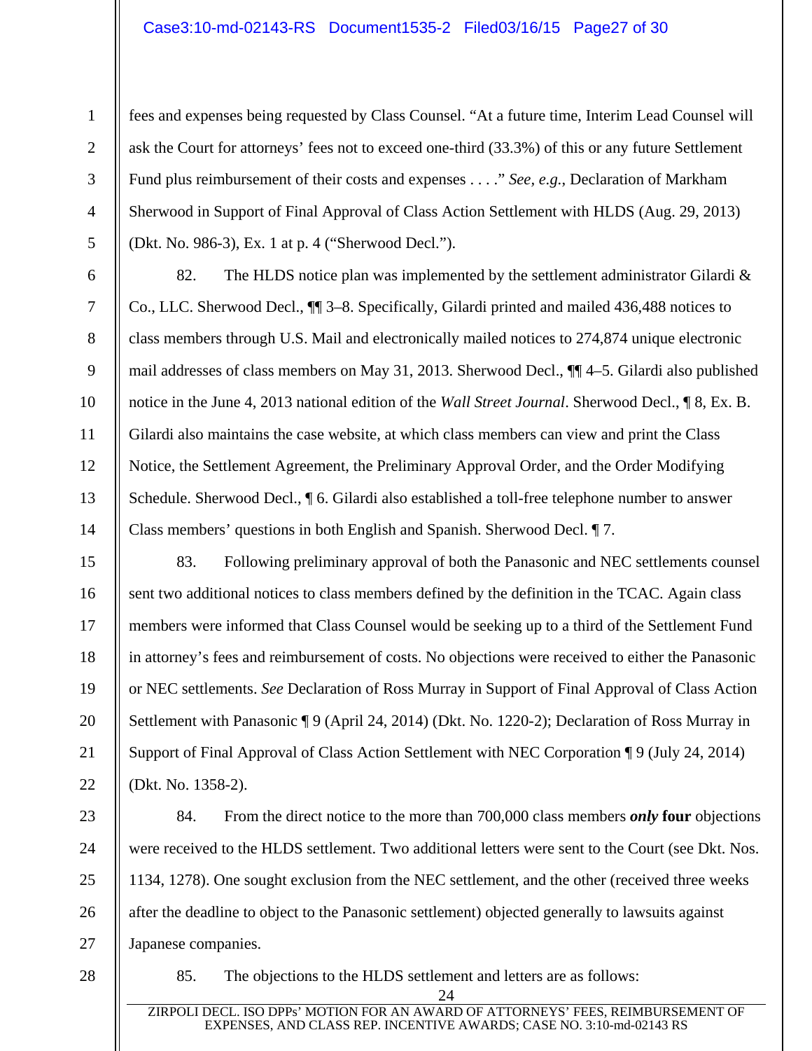fees and expenses being requested by Class Counsel. "At a future time, Interim Lead Counsel will ask the Court for attorneys' fees not to exceed one-third (33.3%) of this or any future Settlement Fund plus reimbursement of their costs and expenses . . . ." *See, e.g.*, Declaration of Markham Sherwood in Support of Final Approval of Class Action Settlement with HLDS (Aug. 29, 2013) (Dkt. No. 986-3), Ex. 1 at p. 4 ("Sherwood Decl.").

82. The HLDS notice plan was implemented by the settlement administrator Gilardi & Co., LLC. Sherwood Decl., ¶¶ 3–8. Specifically, Gilardi printed and mailed 436,488 notices to class members through U.S. Mail and electronically mailed notices to 274,874 unique electronic mail addresses of class members on May 31, 2013. Sherwood Decl., ¶¶ 4–5. Gilardi also published notice in the June 4, 2013 national edition of the *Wall Street Journal*. Sherwood Decl., ¶ 8, Ex. B. Gilardi also maintains the case website, at which class members can view and print the Class Notice, the Settlement Agreement, the Preliminary Approval Order, and the Order Modifying Schedule. Sherwood Decl., ¶ 6. Gilardi also established a toll-free telephone number to answer Class members' questions in both English and Spanish. Sherwood Decl. ¶ 7.

83. Following preliminary approval of both the Panasonic and NEC settlements counsel sent two additional notices to class members defined by the definition in the TCAC. Again class members were informed that Class Counsel would be seeking up to a third of the Settlement Fund in attorney's fees and reimbursement of costs. No objections were received to either the Panasonic or NEC settlements. *See* Declaration of Ross Murray in Support of Final Approval of Class Action Settlement with Panasonic ¶ 9 (April 24, 2014) (Dkt. No. 1220-2); Declaration of Ross Murray in Support of Final Approval of Class Action Settlement with NEC Corporation ¶ 9 (July 24, 2014) (Dkt. No. 1358-2).

84. From the direct notice to the more than 700,000 class members ***only*** **four** objections were received to the HLDS settlement. Two additional letters were sent to the Court (see Dkt. Nos. 1134, 1278). One sought exclusion from the NEC settlement, and the other (received three weeks after the deadline to object to the Panasonic settlement) objected generally to lawsuits against Japanese companies.

85. The objections to the HLDS settlement and letters are as follows: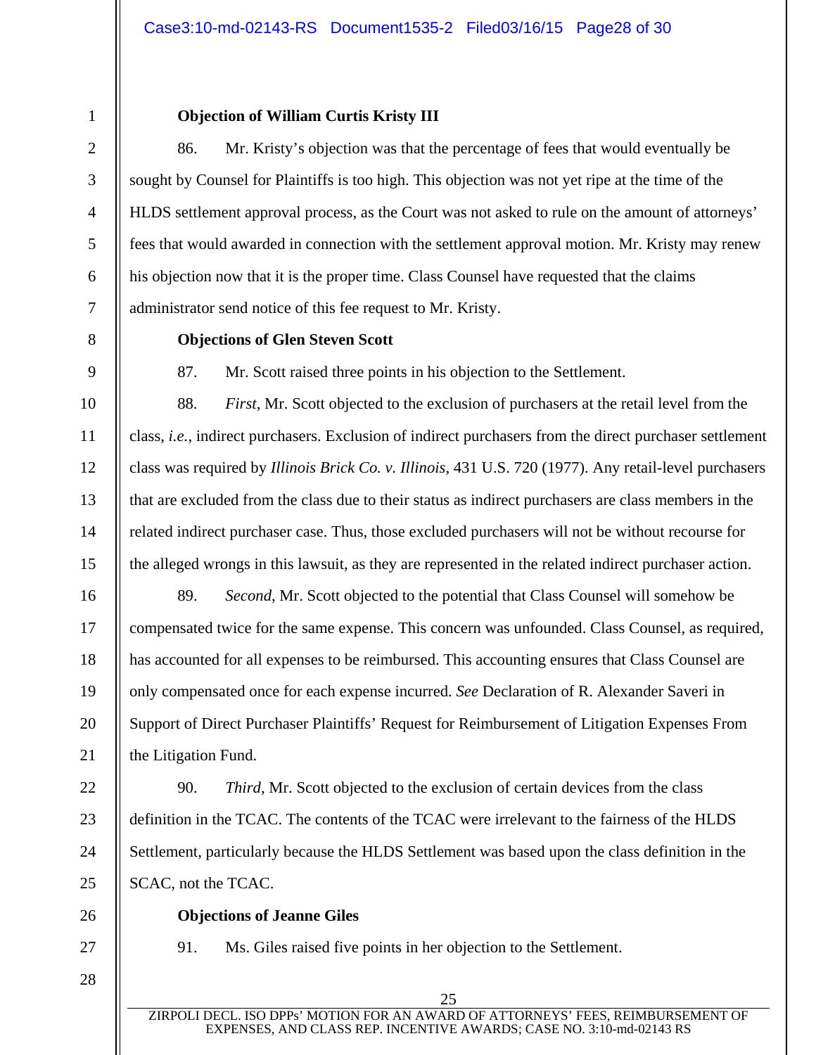**Objection of William Curtis Kristy III**

86. Mr. Kristy's objection was that the percentage of fees that would eventually be sought by Counsel for Plaintiffs is too high. This objection was not yet ripe at the time of the HLDS settlement approval process, as the Court was not asked to rule on the amount of attorneys' fees that would awarded in connection with the settlement approval motion. Mr. Kristy may renew his objection now that it is the proper time. Class Counsel have requested that the claims administrator send notice of this fee request to Mr. Kristy.

**Objections of Glen Steven Scott**

87. Mr. Scott raised three points in his objection to the Settlement.

88. *First*, Mr. Scott objected to the exclusion of purchasers at the retail level from the class, *i.e.*, indirect purchasers. Exclusion of indirect purchasers from the direct purchaser settlement class was required by *Illinois Brick Co. v. Illinois*, 431 U.S. 720 (1977). Any retail-level purchasers that are excluded from the class due to their status as indirect purchasers are class members in the related indirect purchaser case. Thus, those excluded purchasers will not be without recourse for the alleged wrongs in this lawsuit, as they are represented in the related indirect purchaser action.

89. *Second*, Mr. Scott objected to the potential that Class Counsel will somehow be compensated twice for the same expense. This concern was unfounded. Class Counsel, as required, has accounted for all expenses to be reimbursed. This accounting ensures that Class Counsel are only compensated once for each expense incurred. *See* Declaration of R. Alexander Saveri in Support of Direct Purchaser Plaintiffs' Request for Reimbursement of Litigation Expenses From the Litigation Fund.

90. *Third*, Mr. Scott objected to the exclusion of certain devices from the class definition in the TCAC. The contents of the TCAC were irrelevant to the fairness of the HLDS Settlement, particularly because the HLDS Settlement was based upon the class definition in the SCAC, not the TCAC.

**Objections of Jeanne Giles**

91. Ms. Giles raised five points in her objection to the Settlement.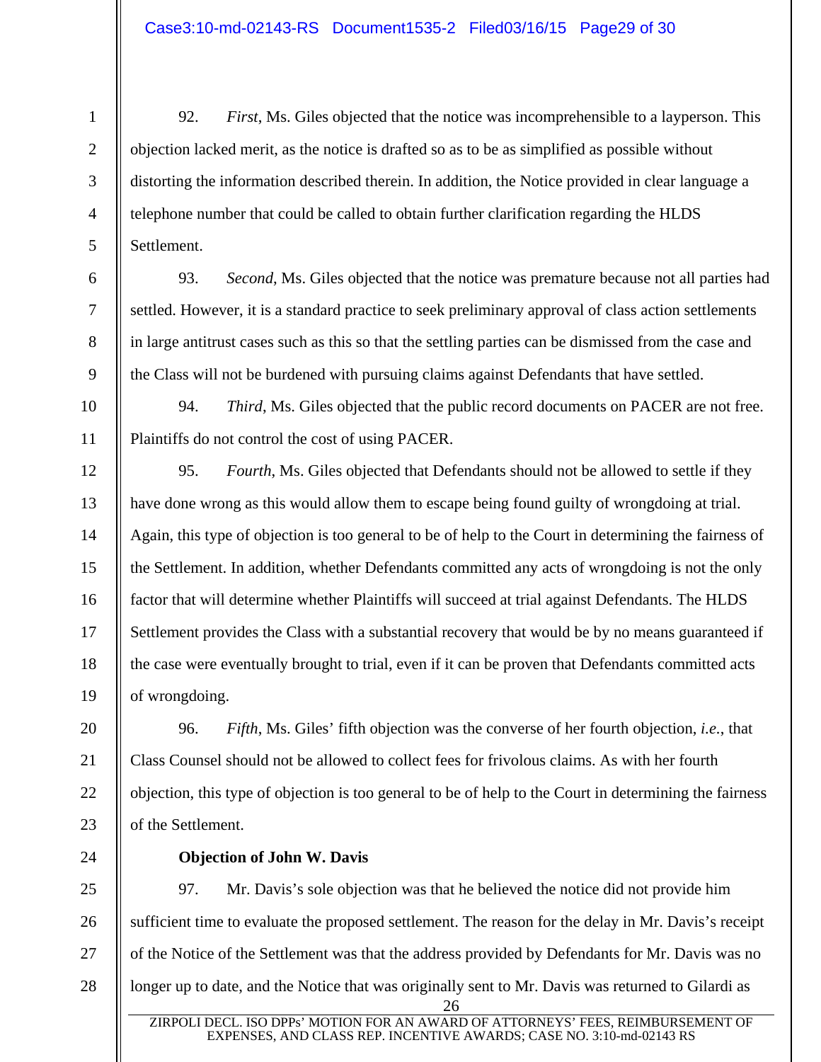92. *First*, Ms. Giles objected that the notice was incomprehensible to a layperson. This objection lacked merit, as the notice is drafted so as to be as simplified as possible without distorting the information described therein. In addition, the Notice provided in clear language a telephone number that could be called to obtain further clarification regarding the HLDS Settlement.

93. *Second*, Ms. Giles objected that the notice was premature because not all parties had settled. However, it is a standard practice to seek preliminary approval of class action settlements in large antitrust cases such as this so that the settling parties can be dismissed from the case and the Class will not be burdened with pursuing claims against Defendants that have settled.

94. *Third*, Ms. Giles objected that the public record documents on PACER are not free. Plaintiffs do not control the cost of using PACER.

95. *Fourth*, Ms. Giles objected that Defendants should not be allowed to settle if they have done wrong as this would allow them to escape being found guilty of wrongdoing at trial. Again, this type of objection is too general to be of help to the Court in determining the fairness of the Settlement. In addition, whether Defendants committed any acts of wrongdoing is not the only factor that will determine whether Plaintiffs will succeed at trial against Defendants. The HLDS Settlement provides the Class with a substantial recovery that would be by no means guaranteed if the case were eventually brought to trial, even if it can be proven that Defendants committed acts of wrongdoing.

96. *Fifth*, Ms. Giles' fifth objection was the converse of her fourth objection, *i.e.*, that Class Counsel should not be allowed to collect fees for frivolous claims. As with her fourth objection, this type of objection is too general to be of help to the Court in determining the fairness of the Settlement.

**Objection of John W. Davis**

97. Mr. Davis's sole objection was that he believed the notice did not provide him sufficient time to evaluate the proposed settlement. The reason for the delay in Mr. Davis's receipt of the Notice of the Settlement was that the address provided by Defendants for Mr. Davis was no longer up to date, and the Notice that was originally sent to Mr. Davis was returned to Gilardi as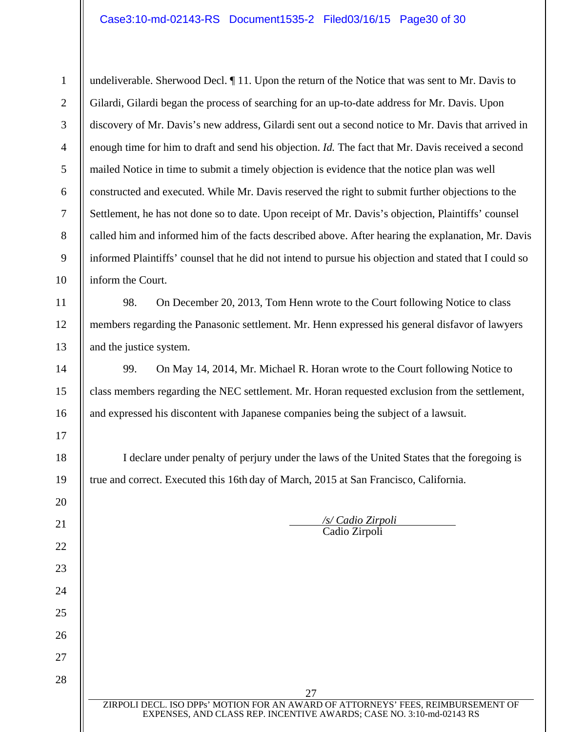undeliverable. Sherwood Decl. ¶ 11. Upon the return of the Notice that was sent to Mr. Davis to Gilardi, Gilardi began the process of searching for an up-to-date address for Mr. Davis. Upon discovery of Mr. Davis's new address, Gilardi sent out a second notice to Mr. Davis that arrived in enough time for him to draft and send his objection. *Id.* The fact that Mr. Davis received a second mailed Notice in time to submit a timely objection is evidence that the notice plan was well constructed and executed. While Mr. Davis reserved the right to submit further objections to the Settlement, he has not done so to date. Upon receipt of Mr. Davis's objection, Plaintiffs' counsel called him and informed him of the facts described above. After hearing the explanation, Mr. Davis informed Plaintiffs' counsel that he did not intend to pursue his objection and stated that I could so inform the Court.

98. On December 20, 2013, Tom Henn wrote to the Court following Notice to class members regarding the Panasonic settlement. Mr. Henn expressed his general disfavor of lawyers and the justice system.

99. On May 14, 2014, Mr. Michael R. Horan wrote to the Court following Notice to class members regarding the NEC settlement. Mr. Horan requested exclusion from the settlement, and expressed his discontent with Japanese companies being the subject of a lawsuit.

I declare under penalty of perjury under the laws of the United States that the foregoing is true and correct. Executed this 16th day of March, 2015 at San Francisco, California.

*/s/ Cadio Zirpoli*
Cadio Zirpoli

ZIRPOLI DECL. ISO DPPs' MOTION FOR AN AWARD OF ATTORNEYS' FEES, REIMBURSEMENT OF EXPENSES, AND CLASS REP. INCENTIVE AWARDS; CASE NO. 3:10-md-02143 RS